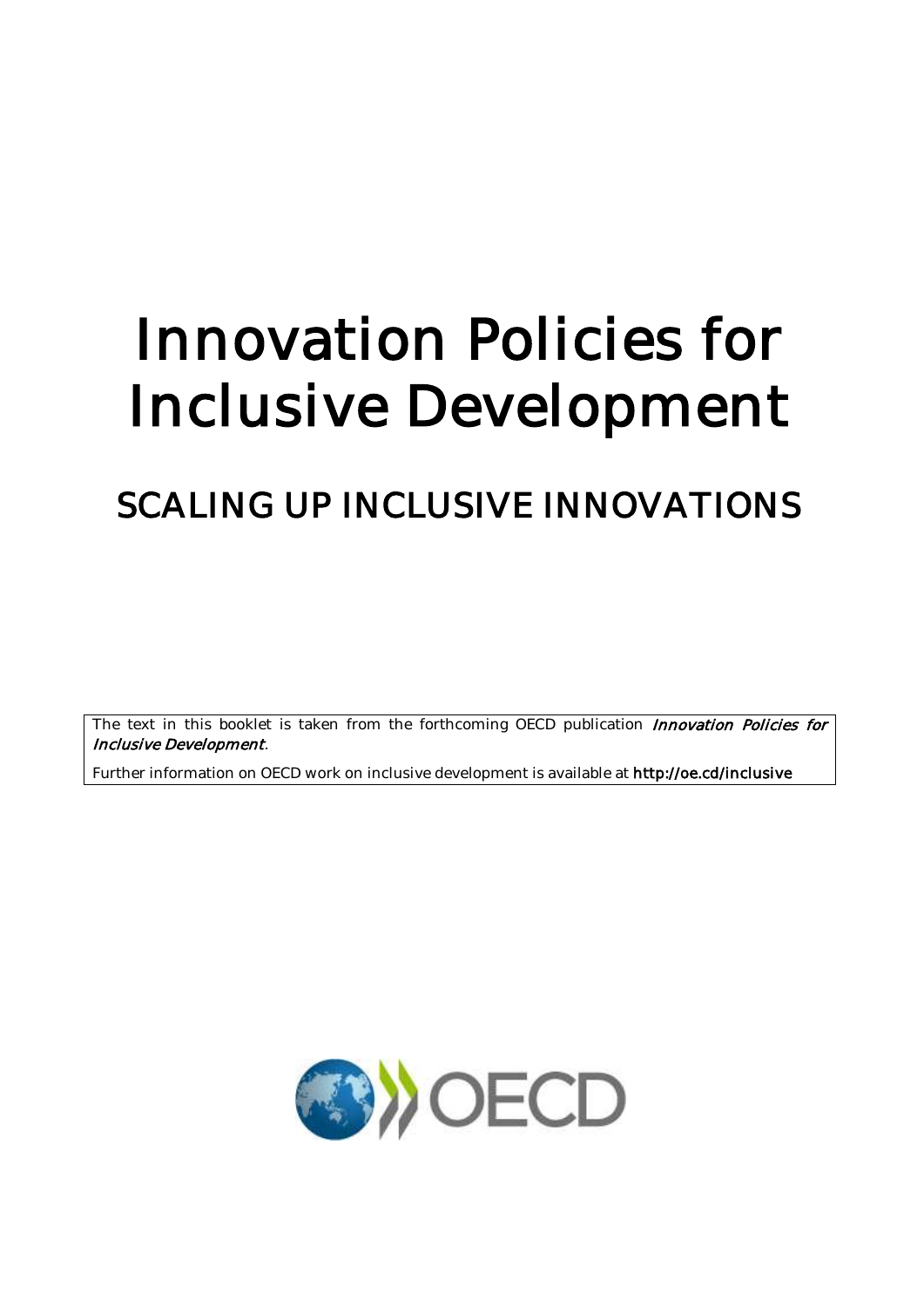# Innovation Policies for Inclusive Development

## SCALING UP INCLUSIVE INNOVATIONS

The text in this booklet is taken from the forthcoming OECD publication *Innovation Policies for Inclusive Development*.

Further information on OECD work on inclusive development is available at **http://oe.cd/inclusive**

OECD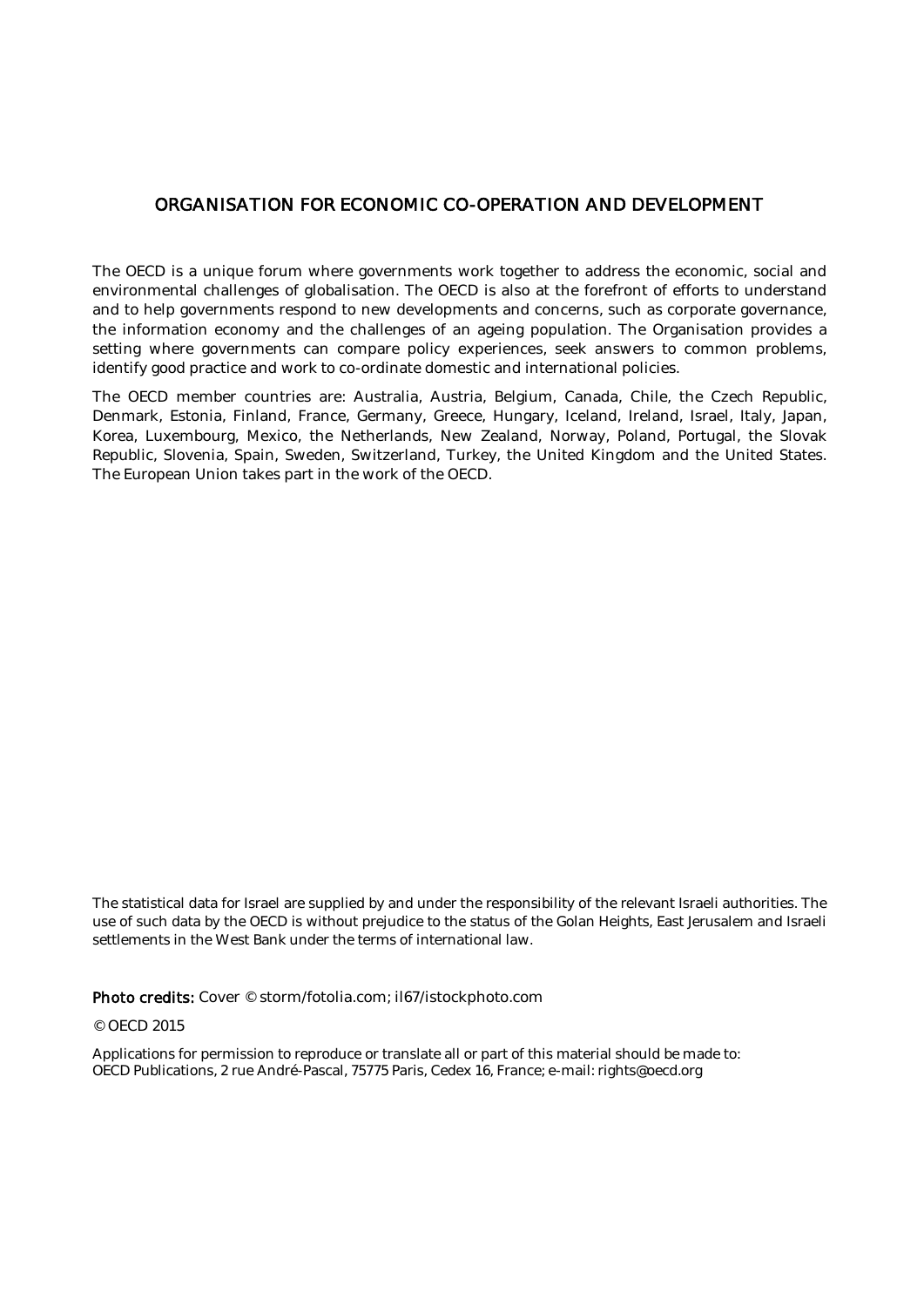## ORGANISATION FOR ECONOMIC CO-OPERATION AND DEVELOPMENT

The OECD is a unique forum where governments work together to address the economic, social and environmental challenges of globalisation. The OECD is also at the forefront of efforts to understand and to help governments respond to new developments and concerns, such as corporate governance, the information economy and the challenges of an ageing population. The Organisation provides a setting where governments can compare policy experiences, seek answers to common problems, identify good practice and work to co-ordinate domestic and international policies.

The OECD member countries are: Australia, Austria, Belgium, Canada, Chile, the Czech Republic, Denmark, Estonia, Finland, France, Germany, Greece, Hungary, Iceland, Ireland, Israel, Italy, Japan, Korea, Luxembourg, Mexico, the Netherlands, New Zealand, Norway, Poland, Portugal, the Slovak Republic, Slovenia, Spain, Sweden, Switzerland, Turkey, the United Kingdom and the United States. The European Union takes part in the work of the OECD.

The statistical data for Israel are supplied by and under the responsibility of the relevant Israeli authorities. The use of such data by the OECD is without prejudice to the status of the Golan Heights, East Jerusalem and Israeli settlements in the West Bank under the terms of international law.

**Photo credits:** Cover © storm/fotolia.com; il67/istockphoto.com

© OECD 2015

Applications for permission to reproduce or translate all or part of this material should be made to:
OECD Publications, 2 rue André-Pascal, 75775 Paris, Cedex 16, France; e-mail: rights@oecd.org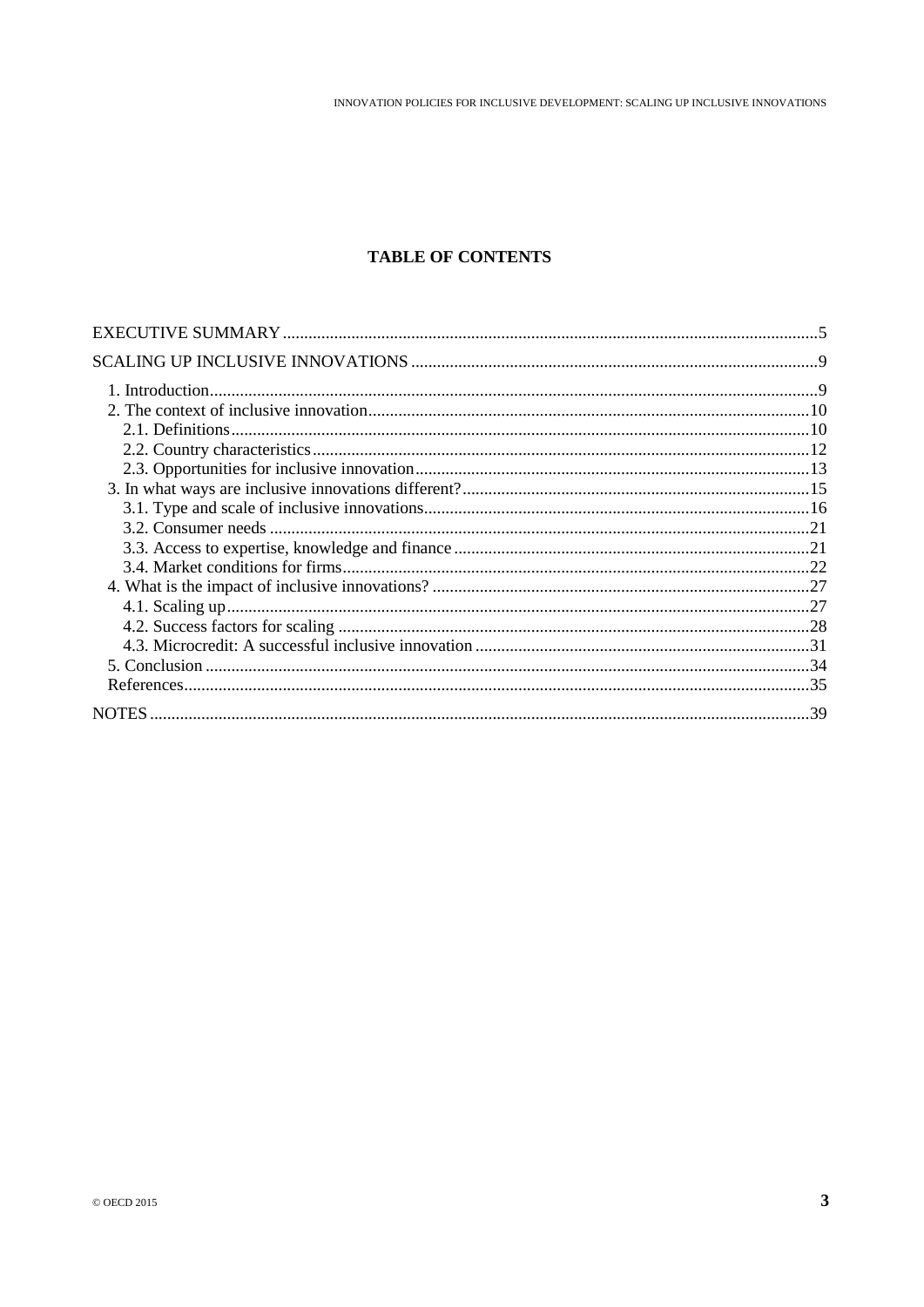# TABLE OF CONTENTS

EXECUTIVE SUMMARY ........................................................................................................5

SCALING UP INCLUSIVE INNOVATIONS ..........................................................................9

- 1. Introduction ........................................................................................................9
- 2. The context of inclusive innovation ......................................................................10
  - 2.1. Definitions ....................................................................................................10
  - 2.2. Country characteristics ..................................................................................12
  - 2.3. Opportunities for inclusive innovation ...........................................................13
- 3. In what ways are inclusive innovations different? ...............................................15
  - 3.1. Type and scale of inclusive innovations .........................................................16
  - 3.2. Consumer needs ............................................................................................21
  - 3.3. Access to expertise, knowledge and finance ..................................................21
  - 3.4. Market conditions for firms ...........................................................................22
- 4. What is the impact of inclusive innovations? .......................................................27
  - 4.1. Scaling up .....................................................................................................27
  - 4.2. Success factors for scaling ............................................................................28
  - 4.3. Microcredit: A successful inclusive innovation ..............................................31
- 5. Conclusion ..........................................................................................................34
- References ..............................................................................................................35

NOTES ........................................................................................................................39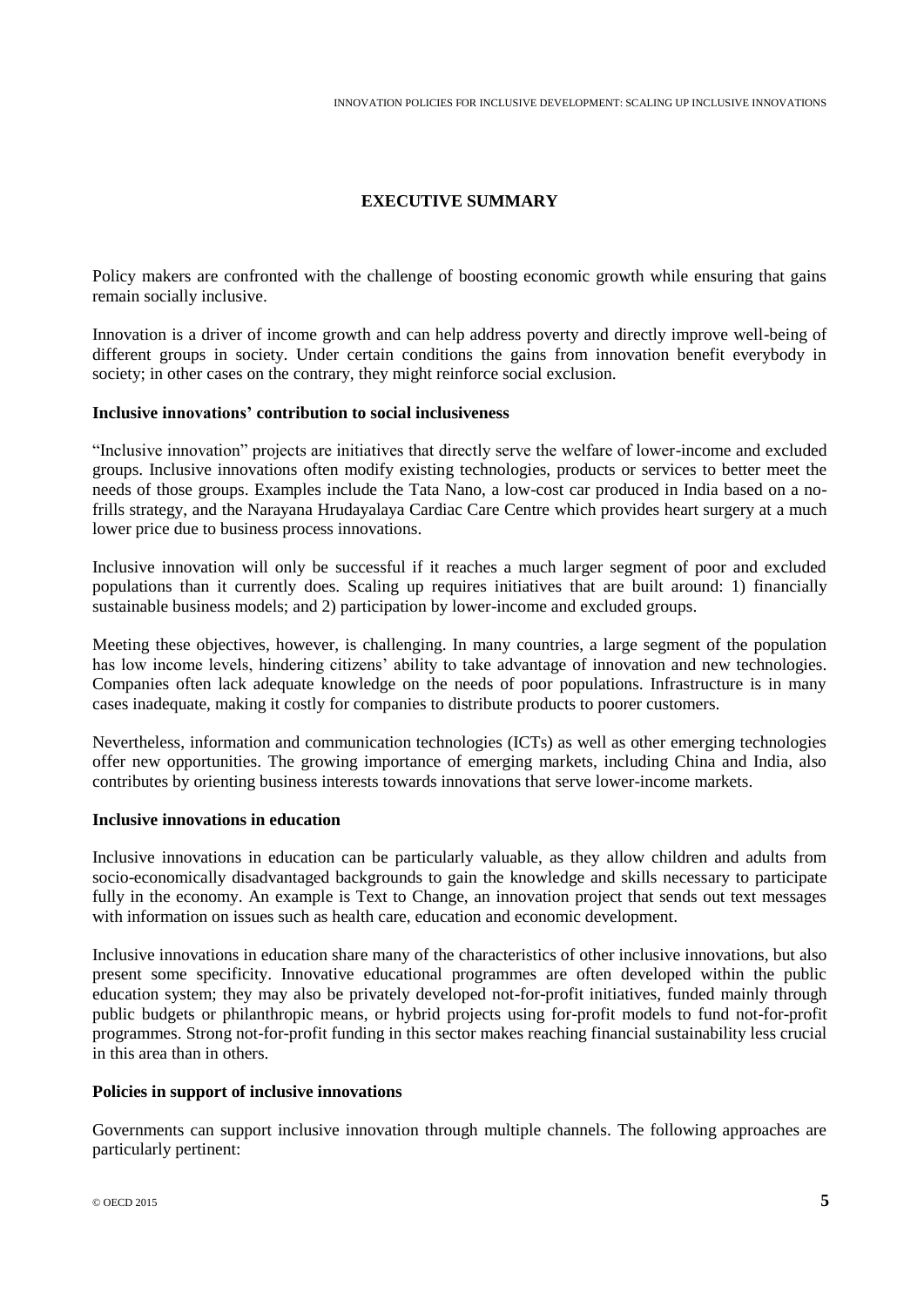# EXECUTIVE SUMMARY

Policy makers are confronted with the challenge of boosting economic growth while ensuring that gains remain socially inclusive.

Innovation is a driver of income growth and can help address poverty and directly improve well-being of different groups in society. Under certain conditions the gains from innovation benefit everybody in society; in other cases on the contrary, they might reinforce social exclusion.

### Inclusive innovations' contribution to social inclusiveness

"Inclusive innovation" projects are initiatives that directly serve the welfare of lower-income and excluded groups. Inclusive innovations often modify existing technologies, products or services to better meet the needs of those groups. Examples include the Tata Nano, a low-cost car produced in India based on a no-frills strategy, and the Narayana Hrudayalaya Cardiac Care Centre which provides heart surgery at a much lower price due to business process innovations.

Inclusive innovation will only be successful if it reaches a much larger segment of poor and excluded populations than it currently does. Scaling up requires initiatives that are built around: 1) financially sustainable business models; and 2) participation by lower-income and excluded groups.

Meeting these objectives, however, is challenging. In many countries, a large segment of the population has low income levels, hindering citizens' ability to take advantage of innovation and new technologies. Companies often lack adequate knowledge on the needs of poor populations. Infrastructure is in many cases inadequate, making it costly for companies to distribute products to poorer customers.

Nevertheless, information and communication technologies (ICTs) as well as other emerging technologies offer new opportunities. The growing importance of emerging markets, including China and India, also contributes by orienting business interests towards innovations that serve lower-income markets.

### Inclusive innovations in education

Inclusive innovations in education can be particularly valuable, as they allow children and adults from socio-economically disadvantaged backgrounds to gain the knowledge and skills necessary to participate fully in the economy. An example is Text to Change, an innovation project that sends out text messages with information on issues such as health care, education and economic development.

Inclusive innovations in education share many of the characteristics of other inclusive innovations, but also present some specificity. Innovative educational programmes are often developed within the public education system; they may also be privately developed not-for-profit initiatives, funded mainly through public budgets or philanthropic means, or hybrid projects using for-profit models to fund not-for-profit programmes. Strong not-for-profit funding in this sector makes reaching financial sustainability less crucial in this area than in others.

### Policies in support of inclusive innovations

Governments can support inclusive innovation through multiple channels. The following approaches are particularly pertinent: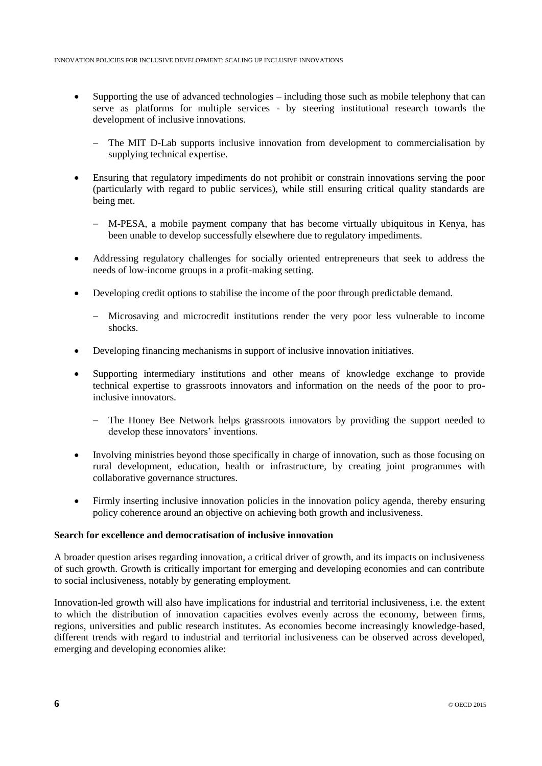- Supporting the use of advanced technologies – including those such as mobile telephony that can serve as platforms for multiple services - by steering institutional research towards the development of inclusive innovations.
  - The MIT D-Lab supports inclusive innovation from development to commercialisation by supplying technical expertise.
- Ensuring that regulatory impediments do not prohibit or constrain innovations serving the poor (particularly with regard to public services), while still ensuring critical quality standards are being met.
  - M-PESA, a mobile payment company that has become virtually ubiquitous in Kenya, has been unable to develop successfully elsewhere due to regulatory impediments.
- Addressing regulatory challenges for socially oriented entrepreneurs that seek to address the needs of low-income groups in a profit-making setting.
- Developing credit options to stabilise the income of the poor through predictable demand.
  - Microsaving and microcredit institutions render the very poor less vulnerable to income shocks.
- Developing financing mechanisms in support of inclusive innovation initiatives.
- Supporting intermediary institutions and other means of knowledge exchange to provide technical expertise to grassroots innovators and information on the needs of the poor to pro-inclusive innovators.
  - The Honey Bee Network helps grassroots innovators by providing the support needed to develop these innovators' inventions.
- Involving ministries beyond those specifically in charge of innovation, such as those focusing on rural development, education, health or infrastructure, by creating joint programmes with collaborative governance structures.
- Firmly inserting inclusive innovation policies in the innovation policy agenda, thereby ensuring policy coherence around an objective on achieving both growth and inclusiveness.

**Search for excellence and democratisation of inclusive innovation**

A broader question arises regarding innovation, a critical driver of growth, and its impacts on inclusiveness of such growth. Growth is critically important for emerging and developing economies and can contribute to social inclusiveness, notably by generating employment.

Innovation-led growth will also have implications for industrial and territorial inclusiveness, i.e. the extent to which the distribution of innovation capacities evolves evenly across the economy, between firms, regions, universities and public research institutes. As economies become increasingly knowledge-based, different trends with regard to industrial and territorial inclusiveness can be observed across developed, emerging and developing economies alike: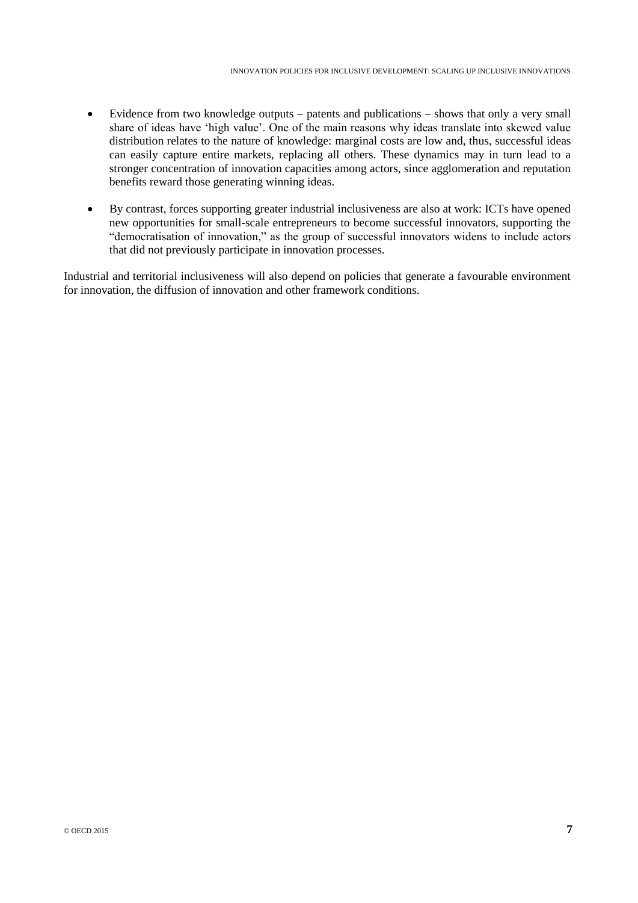- Evidence from two knowledge outputs – patents and publications – shows that only a very small share of ideas have 'high value'. One of the main reasons why ideas translate into skewed value distribution relates to the nature of knowledge: marginal costs are low and, thus, successful ideas can easily capture entire markets, replacing all others. These dynamics may in turn lead to a stronger concentration of innovation capacities among actors, since agglomeration and reputation benefits reward those generating winning ideas.

- By contrast, forces supporting greater industrial inclusiveness are also at work: ICTs have opened new opportunities for small-scale entrepreneurs to become successful innovators, supporting the "democratisation of innovation," as the group of successful innovators widens to include actors that did not previously participate in innovation processes.

Industrial and territorial inclusiveness will also depend on policies that generate a favourable environment for innovation, the diffusion of innovation and other framework conditions.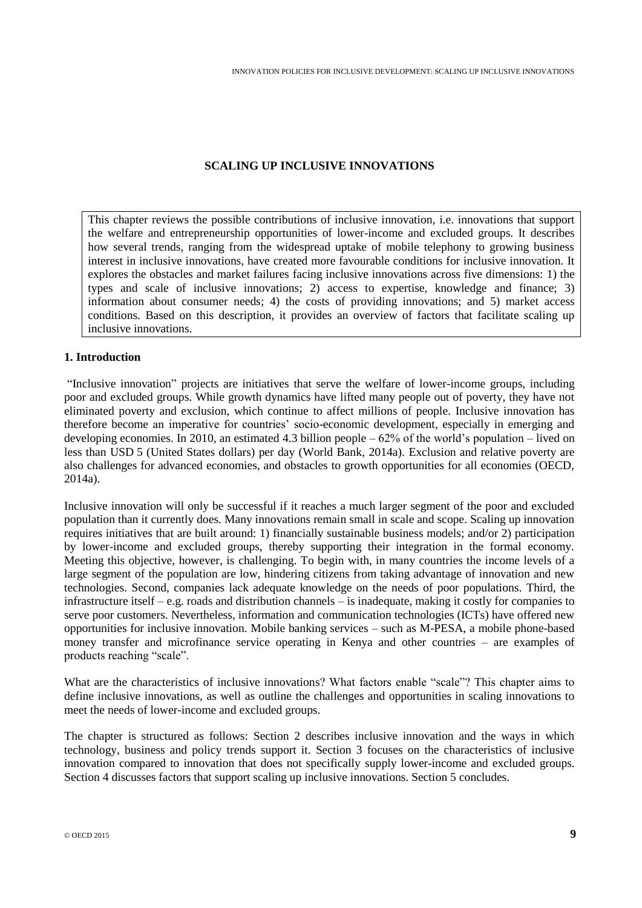## SCALING UP INCLUSIVE INNOVATIONS

This chapter reviews the possible contributions of inclusive innovation, i.e. innovations that support the welfare and entrepreneurship opportunities of lower-income and excluded groups. It describes how several trends, ranging from the widespread uptake of mobile telephony to growing business interest in inclusive innovations, have created more favourable conditions for inclusive innovation. It explores the obstacles and market failures facing inclusive innovations across five dimensions: 1) the types and scale of inclusive innovations; 2) access to expertise, knowledge and finance; 3) information about consumer needs; 4) the costs of providing innovations; and 5) market access conditions. Based on this description, it provides an overview of factors that facilitate scaling up inclusive innovations.

### 1. Introduction

"Inclusive innovation" projects are initiatives that serve the welfare of lower-income groups, including poor and excluded groups. While growth dynamics have lifted many people out of poverty, they have not eliminated poverty and exclusion, which continue to affect millions of people. Inclusive innovation has therefore become an imperative for countries' socio-economic development, especially in emerging and developing economies. In 2010, an estimated 4.3 billion people – 62% of the world's population – lived on less than USD 5 (United States dollars) per day (World Bank, 2014a). Exclusion and relative poverty are also challenges for advanced economies, and obstacles to growth opportunities for all economies (OECD, 2014a).

Inclusive innovation will only be successful if it reaches a much larger segment of the poor and excluded population than it currently does. Many innovations remain small in scale and scope. Scaling up innovation requires initiatives that are built around: 1) financially sustainable business models; and/or 2) participation by lower-income and excluded groups, thereby supporting their integration in the formal economy. Meeting this objective, however, is challenging. To begin with, in many countries the income levels of a large segment of the population are low, hindering citizens from taking advantage of innovation and new technologies. Second, companies lack adequate knowledge on the needs of poor populations. Third, the infrastructure itself – e.g. roads and distribution channels – is inadequate, making it costly for companies to serve poor customers. Nevertheless, information and communication technologies (ICTs) have offered new opportunities for inclusive innovation. Mobile banking services – such as M-PESA, a mobile phone-based money transfer and microfinance service operating in Kenya and other countries – are examples of products reaching "scale".

What are the characteristics of inclusive innovations? What factors enable "scale"? This chapter aims to define inclusive innovations, as well as outline the challenges and opportunities in scaling innovations to meet the needs of lower-income and excluded groups.

The chapter is structured as follows: Section 2 describes inclusive innovation and the ways in which technology, business and policy trends support it. Section 3 focuses on the characteristics of inclusive innovation compared to innovation that does not specifically supply lower-income and excluded groups. Section 4 discusses factors that support scaling up inclusive innovations. Section 5 concludes.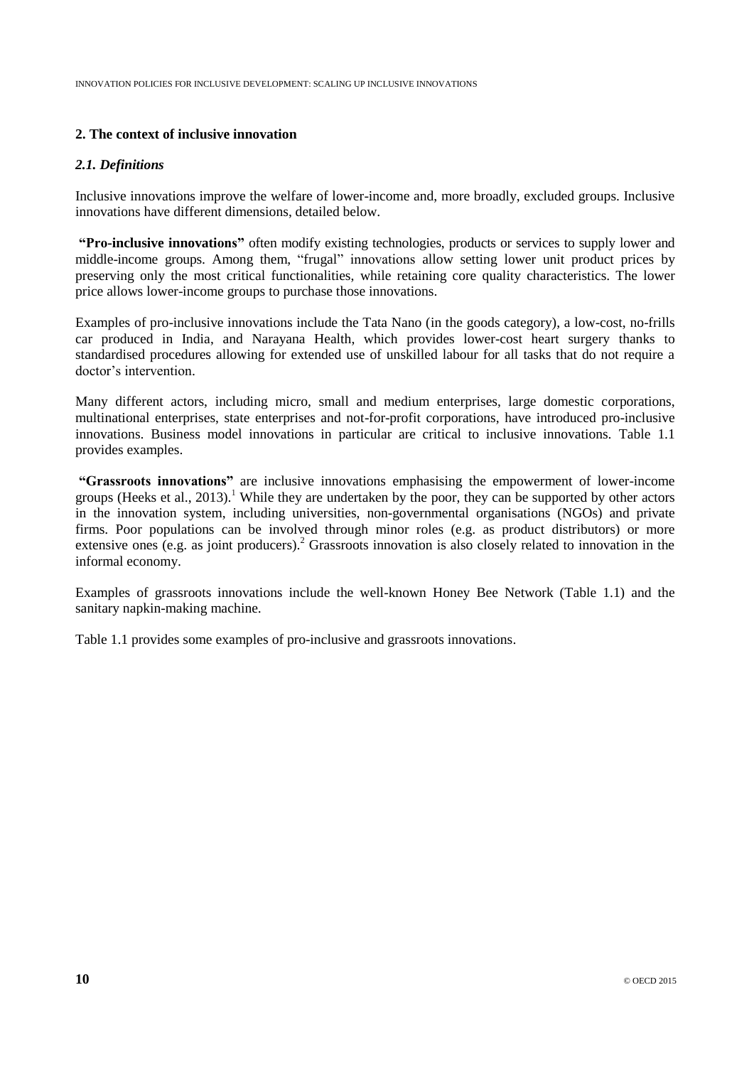## 2. The context of inclusive innovation

### *2.1. Definitions*

Inclusive innovations improve the welfare of lower-income and, more broadly, excluded groups. Inclusive innovations have different dimensions, detailed below.

**"Pro-inclusive innovations"** often modify existing technologies, products or services to supply lower and middle-income groups. Among them, "frugal" innovations allow setting lower unit product prices by preserving only the most critical functionalities, while retaining core quality characteristics. The lower price allows lower-income groups to purchase those innovations.

Examples of pro-inclusive innovations include the Tata Nano (in the goods category), a low-cost, no-frills car produced in India, and Narayana Health, which provides lower-cost heart surgery thanks to standardised procedures allowing for extended use of unskilled labour for all tasks that do not require a doctor's intervention.

Many different actors, including micro, small and medium enterprises, large domestic corporations, multinational enterprises, state enterprises and not-for-profit corporations, have introduced pro-inclusive innovations. Business model innovations in particular are critical to inclusive innovations. Table 1.1 provides examples.

**"Grassroots innovations"** are inclusive innovations emphasising the empowerment of lower-income groups (Heeks et al., 2013).[1] While they are undertaken by the poor, they can be supported by other actors in the innovation system, including universities, non-governmental organisations (NGOs) and private firms. Poor populations can be involved through minor roles (e.g. as product distributors) or more extensive ones (e.g. as joint producers).[2] Grassroots innovation is also closely related to innovation in the informal economy.

Examples of grassroots innovations include the well-known Honey Bee Network (Table 1.1) and the sanitary napkin-making machine.

Table 1.1 provides some examples of pro-inclusive and grassroots innovations.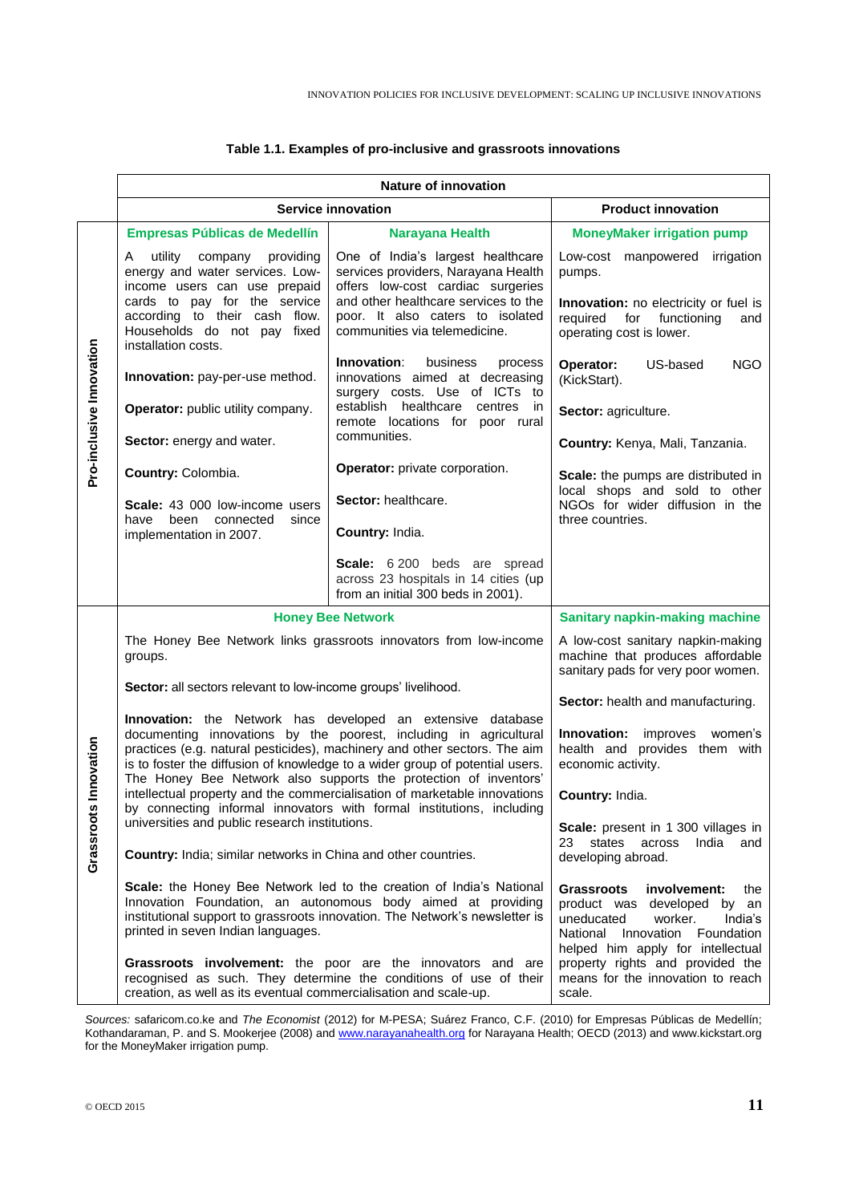**Table 1.1. Examples of pro-inclusive and grassroots innovations**

| | Nature of innovation | | |
|---|---|---|---|
| | Service innovation | | Product innovation |
| **Pro-inclusive Innovation** | **Empresas Públicas de Medellín**<br><br>A utility company providing energy and water services. Low-income users can use prepaid cards to pay for the service according to their cash flow. Households do not pay fixed installation costs.<br><br>**Innovation:** pay-per-use method.<br><br>**Operator:** public utility company.<br><br>**Sector:** energy and water.<br><br>**Country:** Colombia.<br><br>**Scale:** 43 000 low-income users have been connected since implementation in 2007. | **Narayana Health**<br><br>One of India's largest healthcare services providers, Narayana Health offers low-cost cardiac surgeries and other healthcare services to the poor. It also caters to isolated communities via telemedicine.<br><br>**Innovation**: business process innovations aimed at decreasing surgery costs. Use of ICTs to establish healthcare centres in remote locations for poor rural communities.<br><br>**Operator:** private corporation.<br><br>**Sector:** healthcare.<br><br>**Country:** India.<br><br>**Scale:** 6 200 beds are spread across 23 hospitals in 14 cities (up from an initial 300 beds in 2001). | **MoneyMaker irrigation pump**<br><br>Low-cost manpowered irrigation pumps.<br><br>**Innovation:** no electricity or fuel is required for functioning and operating cost is lower.<br><br>**Operator:** US-based NGO (KickStart).<br><br>**Sector:** agriculture.<br><br>**Country:** Kenya, Mali, Tanzania.<br><br>**Scale:** the pumps are distributed in local shops and sold to other NGOs for wider diffusion in the three countries. |
| **Grassroots Innovation** | **Honey Bee Network**<br><br>The Honey Bee Network links grassroots innovators from low-income groups.<br><br>**Sector:** all sectors relevant to low-income groups' livelihood.<br><br>**Innovation:** the Network has developed an extensive database documenting innovations by the poorest, including in agricultural practices (e.g. natural pesticides), machinery and other sectors. The aim is to foster the diffusion of knowledge to a wider group of potential users. The Honey Bee Network also supports the protection of inventors' intellectual property and the commercialisation of marketable innovations by connecting informal innovators with formal institutions, including universities and public research institutions.<br><br>**Country:** India; similar networks in China and other countries.<br><br>**Scale:** the Honey Bee Network led to the creation of India's National Innovation Foundation, an autonomous body aimed at providing institutional support to grassroots innovation. The Network's newsletter is printed in seven Indian languages.<br><br>**Grassroots involvement:** the poor are the innovators and are recognised as such. They determine the conditions of use of their creation, as well as its eventual commercialisation and scale-up. | | **Sanitary napkin-making machine**<br><br>A low-cost sanitary napkin-making machine that produces affordable sanitary pads for very poor women.<br><br>**Sector:** health and manufacturing.<br><br>**Innovation:** improves women's health and provides them with economic activity.<br><br>**Country:** India.<br><br>**Scale:** present in 1 300 villages in 23 states across India and developing abroad.<br><br>**Grassroots involvement:** the product was developed by an uneducated worker. India's National Innovation Foundation helped him apply for intellectual property rights and provided the means for the innovation to reach scale. |

*Sources:* safaricom.co.ke and *The Economist* (2012) for M-PESA; Suárez Franco, C.F. (2010) for Empresas Públicas de Medellín; Kothandaraman, P. and S. Mookerjee (2008) and www.narayanahealth.org for Narayana Health; OECD (2013) and www.kickstart.org for the MoneyMaker irrigation pump.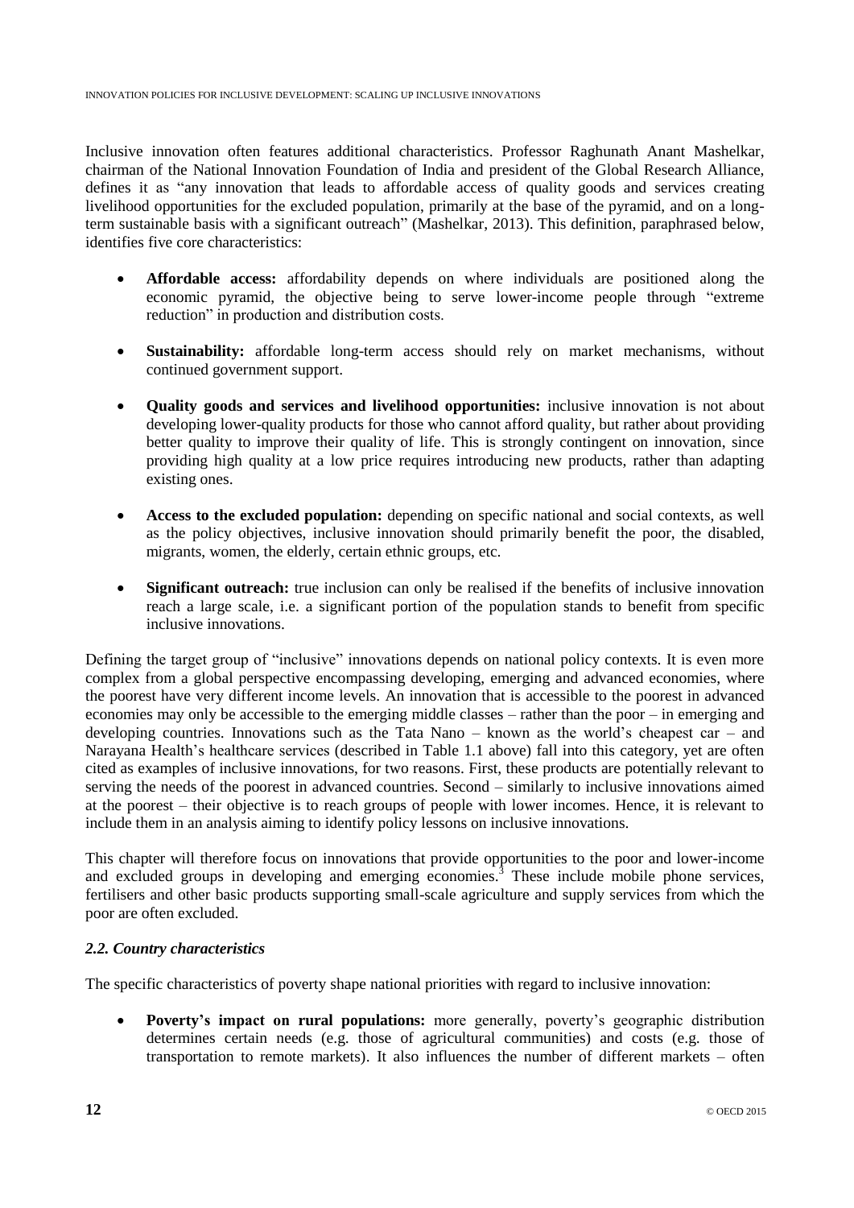Inclusive innovation often features additional characteristics. Professor Raghunath Anant Mashelkar, chairman of the National Innovation Foundation of India and president of the Global Research Alliance, defines it as "any innovation that leads to affordable access of quality goods and services creating livelihood opportunities for the excluded population, primarily at the base of the pyramid, and on a long-term sustainable basis with a significant outreach" (Mashelkar, 2013). This definition, paraphrased below, identifies five core characteristics:

- **Affordable access:** affordability depends on where individuals are positioned along the economic pyramid, the objective being to serve lower-income people through "extreme reduction" in production and distribution costs.
- **Sustainability:** affordable long-term access should rely on market mechanisms, without continued government support.
- **Quality goods and services and livelihood opportunities:** inclusive innovation is not about developing lower-quality products for those who cannot afford quality, but rather about providing better quality to improve their quality of life. This is strongly contingent on innovation, since providing high quality at a low price requires introducing new products, rather than adapting existing ones.
- **Access to the excluded population:** depending on specific national and social contexts, as well as the policy objectives, inclusive innovation should primarily benefit the poor, the disabled, migrants, women, the elderly, certain ethnic groups, etc.
- **Significant outreach:** true inclusion can only be realised if the benefits of inclusive innovation reach a large scale, i.e. a significant portion of the population stands to benefit from specific inclusive innovations.

Defining the target group of "inclusive" innovations depends on national policy contexts. It is even more complex from a global perspective encompassing developing, emerging and advanced economies, where the poorest have very different income levels. An innovation that is accessible to the poorest in advanced economies may only be accessible to the emerging middle classes – rather than the poor – in emerging and developing countries. Innovations such as the Tata Nano – known as the world's cheapest car – and Narayana Health's healthcare services (described in Table 1.1 above) fall into this category, yet are often cited as examples of inclusive innovations, for two reasons. First, these products are potentially relevant to serving the needs of the poorest in advanced countries. Second – similarly to inclusive innovations aimed at the poorest – their objective is to reach groups of people with lower incomes. Hence, it is relevant to include them in an analysis aiming to identify policy lessons on inclusive innovations.

This chapter will therefore focus on innovations that provide opportunities to the poor and lower-income and excluded groups in developing and emerging economies.[3] These include mobile phone services, fertilisers and other basic products supporting small-scale agriculture and supply services from which the poor are often excluded.

### *2.2. Country characteristics*

The specific characteristics of poverty shape national priorities with regard to inclusive innovation:

- **Poverty's impact on rural populations:** more generally, poverty's geographic distribution determines certain needs (e.g. those of agricultural communities) and costs (e.g. those of transportation to remote markets). It also influences the number of different markets – often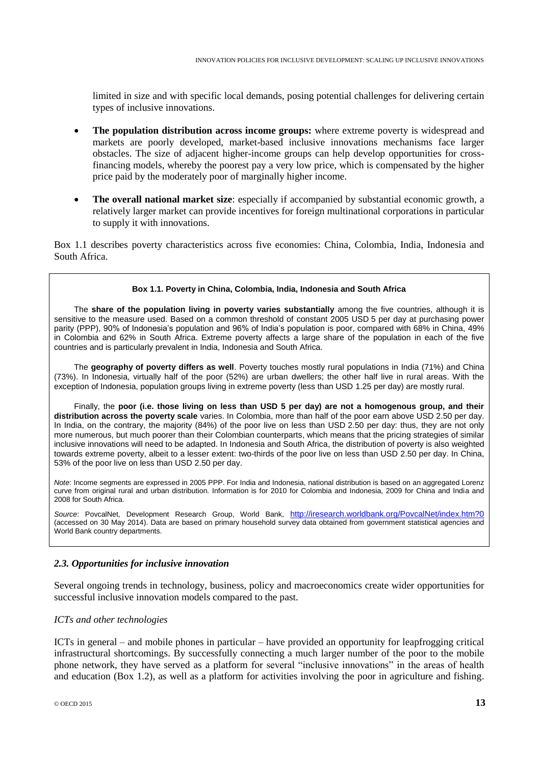limited in size and with specific local demands, posing potential challenges for delivering certain types of inclusive innovations.

- **The population distribution across income groups:** where extreme poverty is widespread and markets are poorly developed, market-based inclusive innovations mechanisms face larger obstacles. The size of adjacent higher-income groups can help develop opportunities for cross-financing models, whereby the poorest pay a very low price, which is compensated by the higher price paid by the moderately poor of marginally higher income.
- **The overall national market size**: especially if accompanied by substantial economic growth, a relatively larger market can provide incentives for foreign multinational corporations in particular to supply it with innovations.

Box 1.1 describes poverty characteristics across five economies: China, Colombia, India, Indonesia and South Africa.

> **Box 1.1. Poverty in China, Colombia, India, Indonesia and South Africa**
>
> The **share of the population living in poverty varies substantially** among the five countries, although it is sensitive to the measure used. Based on a common threshold of constant 2005 USD 5 per day at purchasing power parity (PPP), 90% of Indonesia's population and 96% of India's population is poor, compared with 68% in China, 49% in Colombia and 62% in South Africa. Extreme poverty affects a large share of the population in each of the five countries and is particularly prevalent in India, Indonesia and South Africa.
>
> The **geography of poverty differs as well**. Poverty touches mostly rural populations in India (71%) and China (73%). In Indonesia, virtually half of the poor (52%) are urban dwellers; the other half live in rural areas. With the exception of Indonesia, population groups living in extreme poverty (less than USD 1.25 per day) are mostly rural.
>
> Finally, the **poor (i.e. those living on less than USD 5 per day) are not a homogenous group, and their distribution across the poverty scale** varies. In Colombia, more than half of the poor earn above USD 2.50 per day. In India, on the contrary, the majority (84%) of the poor live on less than USD 2.50 per day: thus, they are not only more numerous, but much poorer than their Colombian counterparts, which means that the pricing strategies of similar inclusive innovations will need to be adapted. In Indonesia and South Africa, the distribution of poverty is also weighted towards extreme poverty, albeit to a lesser extent: two-thirds of the poor live on less than USD 2.50 per day. In China, 53% of the poor live on less than USD 2.50 per day.
>
> *Note*: Income segments are expressed in 2005 PPP. For India and Indonesia, national distribution is based on an aggregated Lorenz curve from original rural and urban distribution. Information is for 2010 for Colombia and Indonesia, 2009 for China and India and 2008 for South Africa.
>
> *Source*: PovcalNet, Development Research Group, World Bank, http://iresearch.worldbank.org/PovcalNet/index.htm?0 (accessed on 30 May 2014). Data are based on primary household survey data obtained from government statistical agencies and World Bank country departments.

### *2.3. Opportunities for inclusive innovation*

Several ongoing trends in technology, business, policy and macroeconomics create wider opportunities for successful inclusive innovation models compared to the past.

#### *ICTs and other technologies*

ICTs in general – and mobile phones in particular – have provided an opportunity for leapfrogging critical infrastructural shortcomings. By successfully connecting a much larger number of the poor to the mobile phone network, they have served as a platform for several "inclusive innovations" in the areas of health and education (Box 1.2), as well as a platform for activities involving the poor in agriculture and fishing.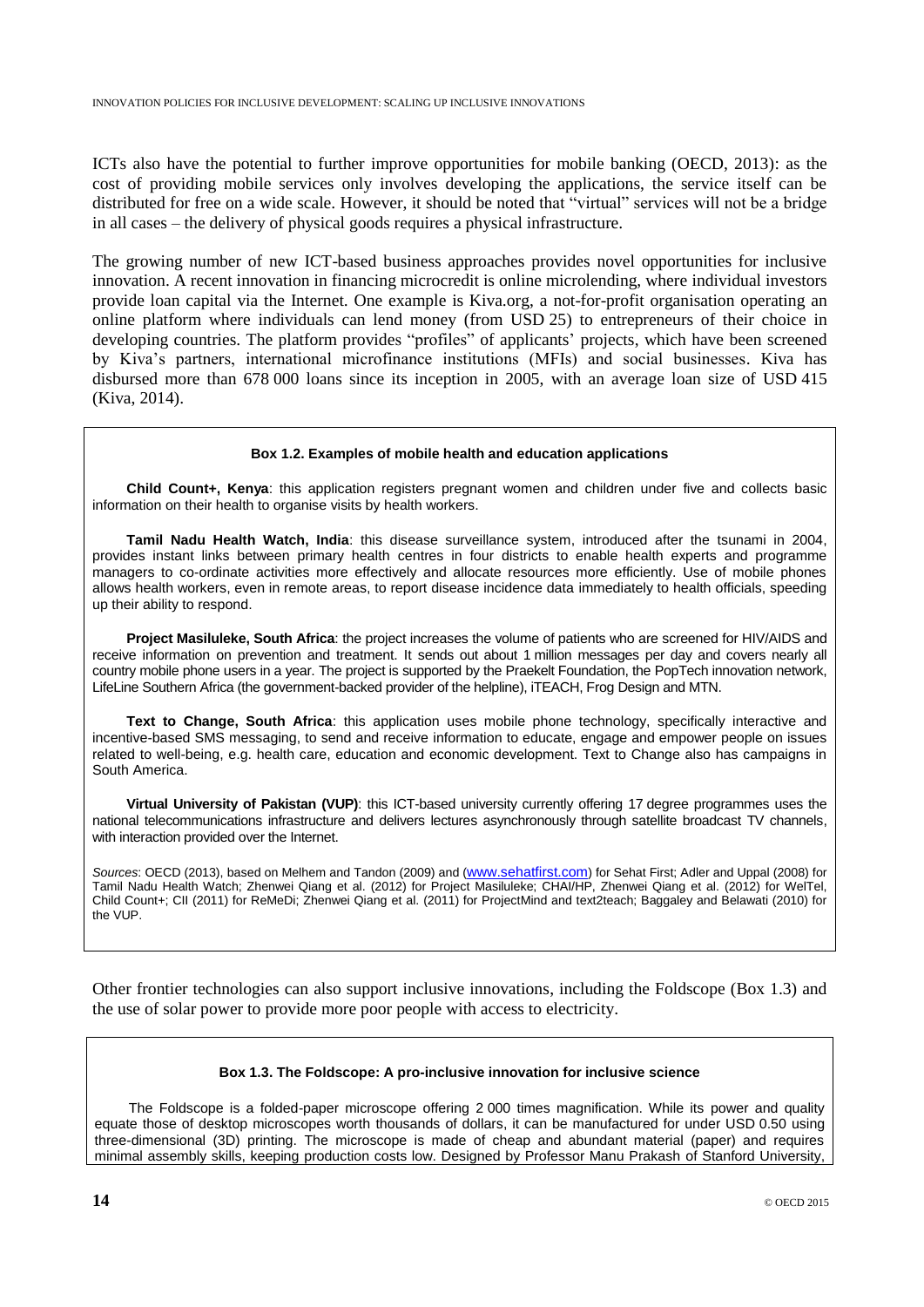ICTs also have the potential to further improve opportunities for mobile banking (OECD, 2013): as the cost of providing mobile services only involves developing the applications, the service itself can be distributed for free on a wide scale. However, it should be noted that "virtual" services will not be a bridge in all cases – the delivery of physical goods requires a physical infrastructure.

The growing number of new ICT-based business approaches provides novel opportunities for inclusive innovation. A recent innovation in financing microcredit is online microlending, where individual investors provide loan capital via the Internet. One example is Kiva.org, a not-for-profit organisation operating an online platform where individuals can lend money (from USD 25) to entrepreneurs of their choice in developing countries. The platform provides "profiles" of applicants' projects, which have been screened by Kiva's partners, international microfinance institutions (MFIs) and social businesses. Kiva has disbursed more than 678 000 loans since its inception in 2005, with an average loan size of USD 415 (Kiva, 2014).

**Box 1.2. Examples of mobile health and education applications**

**Child Count+, Kenya**: this application registers pregnant women and children under five and collects basic information on their health to organise visits by health workers.

**Tamil Nadu Health Watch, India**: this disease surveillance system, introduced after the tsunami in 2004, provides instant links between primary health centres in four districts to enable health experts and programme managers to co-ordinate activities more effectively and allocate resources more efficiently. Use of mobile phones allows health workers, even in remote areas, to report disease incidence data immediately to health officials, speeding up their ability to respond.

**Project Masiluleke, South Africa**: the project increases the volume of patients who are screened for HIV/AIDS and receive information on prevention and treatment. It sends out about 1 million messages per day and covers nearly all country mobile phone users in a year. The project is supported by the Praekelt Foundation, the PopTech innovation network, LifeLine Southern Africa (the government-backed provider of the helpline), iTEACH, Frog Design and MTN.

**Text to Change, South Africa**: this application uses mobile phone technology, specifically interactive and incentive-based SMS messaging, to send and receive information to educate, engage and empower people on issues related to well-being, e.g. health care, education and economic development. Text to Change also has campaigns in South America.

**Virtual University of Pakistan (VUP)**: this ICT-based university currently offering 17 degree programmes uses the national telecommunications infrastructure and delivers lectures asynchronously through satellite broadcast TV channels, with interaction provided over the Internet.

*Sources*: OECD (2013), based on Melhem and Tandon (2009) and (www.sehatfirst.com) for Sehat First; Adler and Uppal (2008) for Tamil Nadu Health Watch; Zhenwei Qiang et al. (2012) for Project Masiluleke; CHAI/HP, Zhenwei Qiang et al. (2012) for WelTel, Child Count+; CII (2011) for ReMeDi; Zhenwei Qiang et al. (2011) for ProjectMind and text2teach; Baggaley and Belawati (2010) for the VUP.

Other frontier technologies can also support inclusive innovations, including the Foldscope (Box 1.3) and the use of solar power to provide more poor people with access to electricity.

**Box 1.3. The Foldscope: A pro-inclusive innovation for inclusive science**

The Foldscope is a folded-paper microscope offering 2 000 times magnification. While its power and quality equate those of desktop microscopes worth thousands of dollars, it can be manufactured for under USD 0.50 using three-dimensional (3D) printing. The microscope is made of cheap and abundant material (paper) and requires minimal assembly skills, keeping production costs low. Designed by Professor Manu Prakash of Stanford University,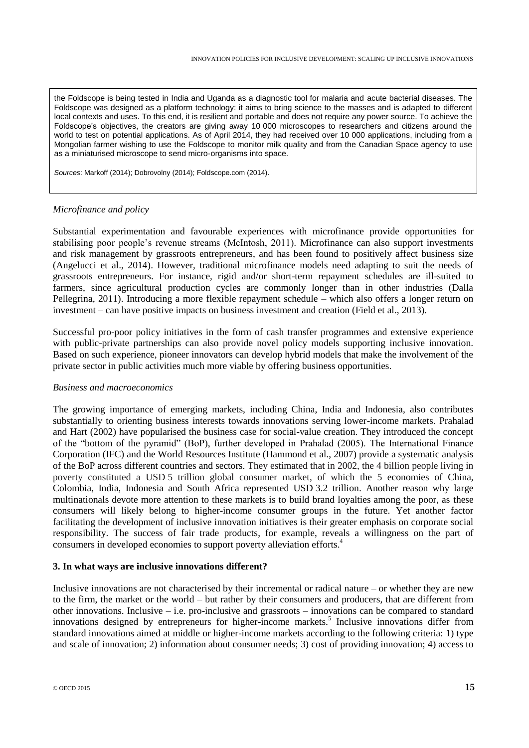the Foldscope is being tested in India and Uganda as a diagnostic tool for malaria and acute bacterial diseases. The Foldscope was designed as a platform technology: it aims to bring science to the masses and is adapted to different local contexts and uses. To this end, it is resilient and portable and does not require any power source. To achieve the Foldscope's objectives, the creators are giving away 10 000 microscopes to researchers and citizens around the world to test on potential applications. As of April 2014, they had received over 10 000 applications, including from a Mongolian farmer wishing to use the Foldscope to monitor milk quality and from the Canadian Space agency to use as a miniaturised microscope to send micro-organisms into space.

*Sources*: Markoff (2014); Dobrovolny (2014); Foldscope.com (2014).

*Microfinance and policy*

Substantial experimentation and favourable experiences with microfinance provide opportunities for stabilising poor people's revenue streams (McIntosh, 2011). Microfinance can also support investments and risk management by grassroots entrepreneurs, and has been found to positively affect business size (Angelucci et al., 2014). However, traditional microfinance models need adapting to suit the needs of grassroots entrepreneurs. For instance, rigid and/or short-term repayment schedules are ill-suited to farmers, since agricultural production cycles are commonly longer than in other industries (Dalla Pellegrina, 2011). Introducing a more flexible repayment schedule – which also offers a longer return on investment – can have positive impacts on business investment and creation (Field et al., 2013).

Successful pro-poor policy initiatives in the form of cash transfer programmes and extensive experience with public-private partnerships can also provide novel policy models supporting inclusive innovation. Based on such experience, pioneer innovators can develop hybrid models that make the involvement of the private sector in public activities much more viable by offering business opportunities.

*Business and macroeconomics*

The growing importance of emerging markets, including China, India and Indonesia, also contributes substantially to orienting business interests towards innovations serving lower-income markets. Prahalad and Hart (2002) have popularised the business case for social-value creation. They introduced the concept of the "bottom of the pyramid" (BoP), further developed in Prahalad (2005). The International Finance Corporation (IFC) and the World Resources Institute (Hammond et al., 2007) provide a systematic analysis of the BoP across different countries and sectors. They estimated that in 2002, the 4 billion people living in poverty constituted a USD 5 trillion global consumer market, of which the 5 economies of China, Colombia, India, Indonesia and South Africa represented USD 3.2 trillion. Another reason why large multinationals devote more attention to these markets is to build brand loyalties among the poor, as these consumers will likely belong to higher-income consumer groups in the future. Yet another factor facilitating the development of inclusive innovation initiatives is their greater emphasis on corporate social responsibility. The success of fair trade products, for example, reveals a willingness on the part of consumers in developed economies to support poverty alleviation efforts.[4]

## 3. In what ways are inclusive innovations different?

Inclusive innovations are not characterised by their incremental or radical nature – or whether they are new to the firm, the market or the world – but rather by their consumers and producers, that are different from other innovations. Inclusive – i.e. pro-inclusive and grassroots – innovations can be compared to standard innovations designed by entrepreneurs for higher-income markets.[5] Inclusive innovations differ from standard innovations aimed at middle or higher-income markets according to the following criteria: 1) type and scale of innovation; 2) information about consumer needs; 3) cost of providing innovation; 4) access to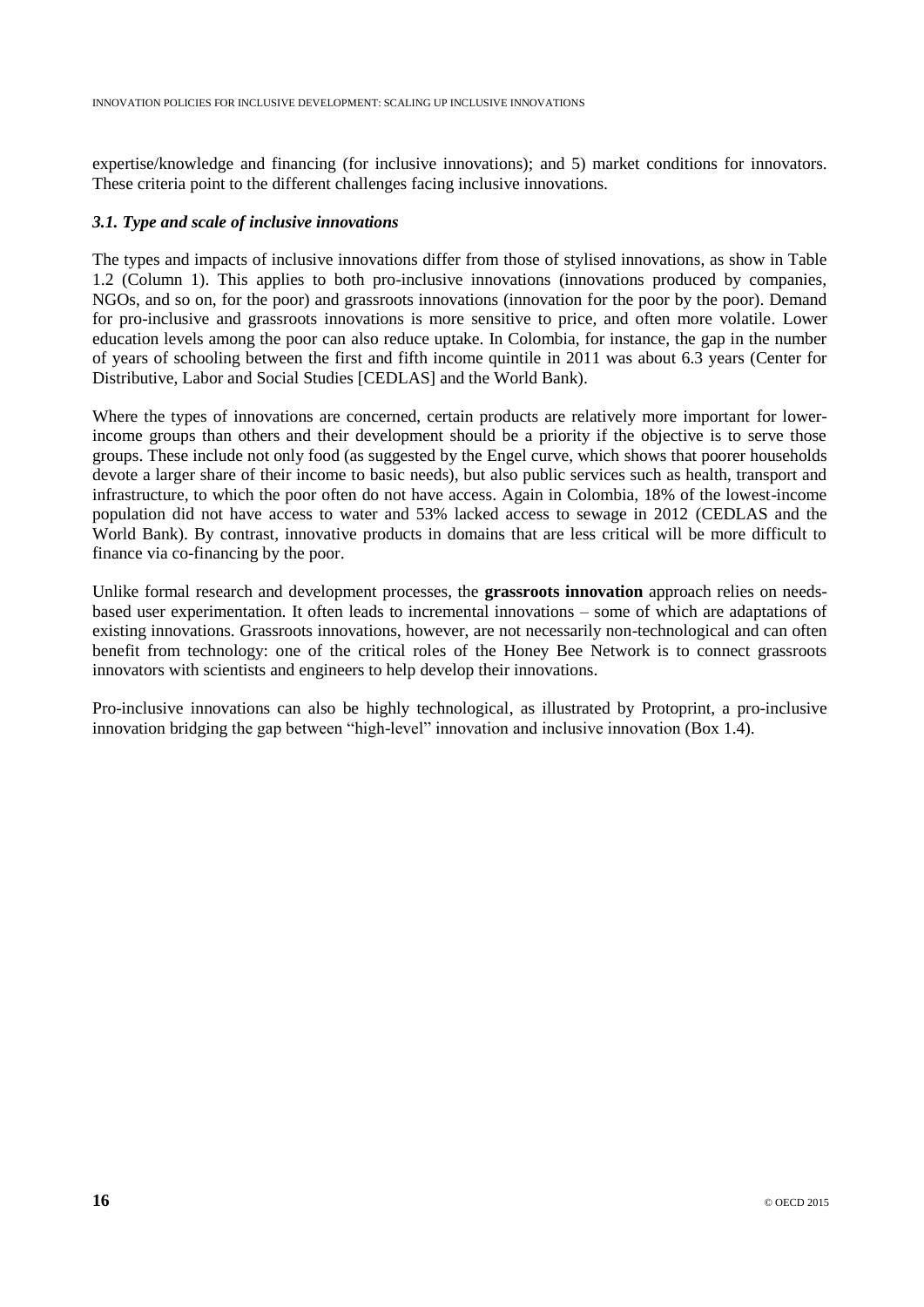expertise/knowledge and financing (for inclusive innovations); and 5) market conditions for innovators. These criteria point to the different challenges facing inclusive innovations.

### *3.1. Type and scale of inclusive innovations*

The types and impacts of inclusive innovations differ from those of stylised innovations, as show in Table 1.2 (Column 1). This applies to both pro-inclusive innovations (innovations produced by companies, NGOs, and so on, for the poor) and grassroots innovations (innovation for the poor by the poor). Demand for pro-inclusive and grassroots innovations is more sensitive to price, and often more volatile. Lower education levels among the poor can also reduce uptake. In Colombia, for instance, the gap in the number of years of schooling between the first and fifth income quintile in 2011 was about 6.3 years (Center for Distributive, Labor and Social Studies [CEDLAS] and the World Bank).

Where the types of innovations are concerned, certain products are relatively more important for lower-income groups than others and their development should be a priority if the objective is to serve those groups. These include not only food (as suggested by the Engel curve, which shows that poorer households devote a larger share of their income to basic needs), but also public services such as health, transport and infrastructure, to which the poor often do not have access. Again in Colombia, 18% of the lowest-income population did not have access to water and 53% lacked access to sewage in 2012 (CEDLAS and the World Bank). By contrast, innovative products in domains that are less critical will be more difficult to finance via co-financing by the poor.

Unlike formal research and development processes, the **grassroots innovation** approach relies on needs-based user experimentation. It often leads to incremental innovations – some of which are adaptations of existing innovations. Grassroots innovations, however, are not necessarily non-technological and can often benefit from technology: one of the critical roles of the Honey Bee Network is to connect grassroots innovators with scientists and engineers to help develop their innovations.

Pro-inclusive innovations can also be highly technological, as illustrated by Protoprint, a pro-inclusive innovation bridging the gap between "high-level" innovation and inclusive innovation (Box 1.4).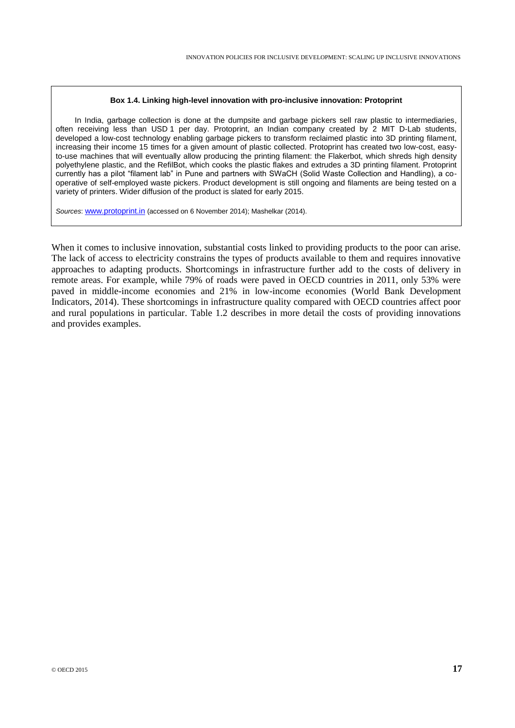**Box 1.4. Linking high-level innovation with pro-inclusive innovation: Protoprint**

In India, garbage collection is done at the dumpsite and garbage pickers sell raw plastic to intermediaries, often receiving less than USD 1 per day. Protoprint, an Indian company created by 2 MIT D-Lab students, developed a low-cost technology enabling garbage pickers to transform reclaimed plastic into 3D printing filament, increasing their income 15 times for a given amount of plastic collected. Protoprint has created two low-cost, easy-to-use machines that will eventually allow producing the printing filament: the Flakerbot, which shreds high density polyethylene plastic, and the RefilBot, which cooks the plastic flakes and extrudes a 3D printing filament. Protoprint currently has a pilot "filament lab" in Pune and partners with SWaCH (Solid Waste Collection and Handling), a co-operative of self-employed waste pickers. Product development is still ongoing and filaments are being tested on a variety of printers. Wider diffusion of the product is slated for early 2015.

*Sources*: www.protoprint.in (accessed on 6 November 2014); Mashelkar (2014).

When it comes to inclusive innovation, substantial costs linked to providing products to the poor can arise. The lack of access to electricity constrains the types of products available to them and requires innovative approaches to adapting products. Shortcomings in infrastructure further add to the costs of delivery in remote areas. For example, while 79% of roads were paved in OECD countries in 2011, only 53% were paved in middle-income economies and 21% in low-income economies (World Bank Development Indicators, 2014). These shortcomings in infrastructure quality compared with OECD countries affect poor and rural populations in particular. Table 1.2 describes in more detail the costs of providing innovations and provides examples.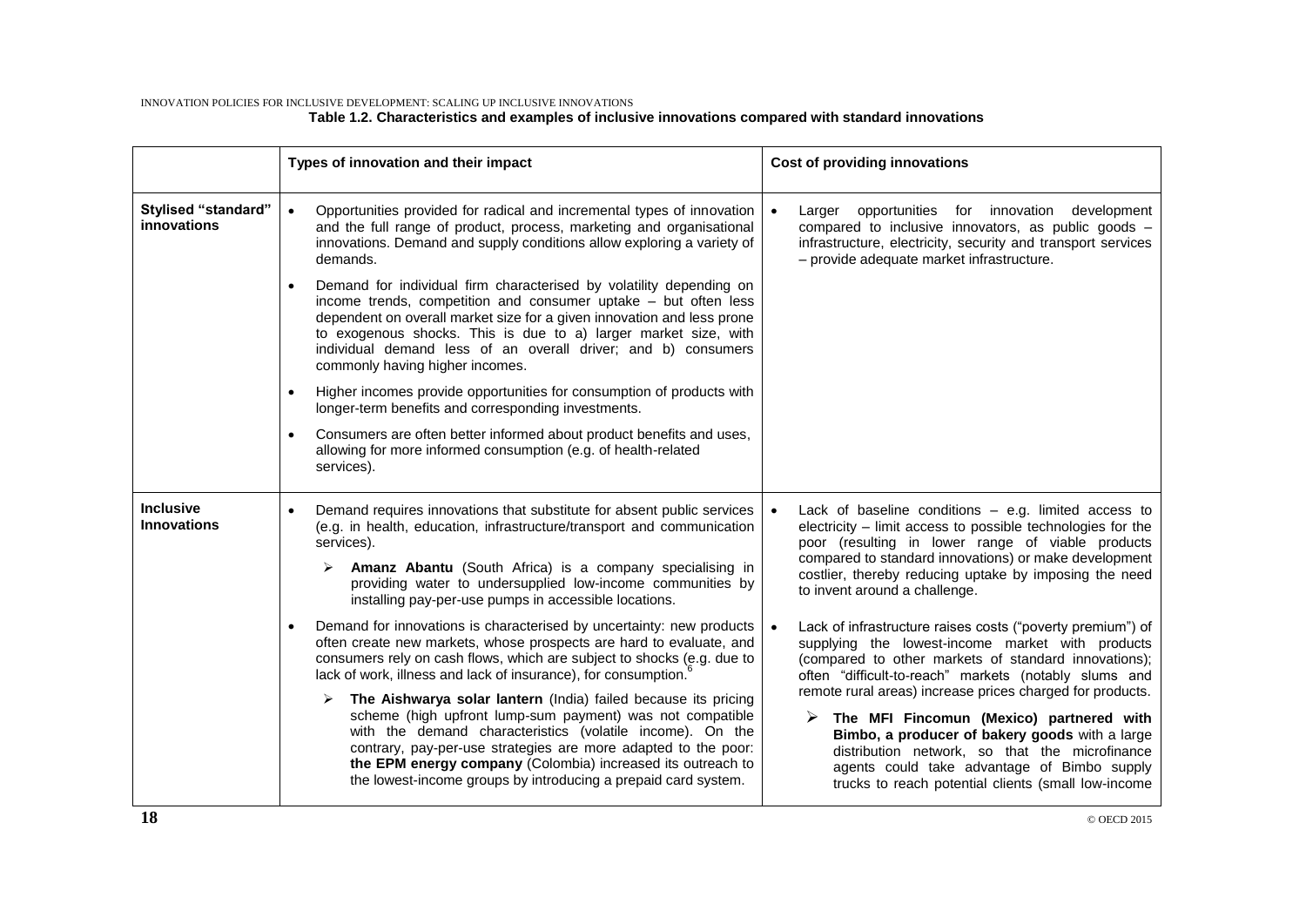**Table 1.2. Characteristics and examples of inclusive innovations compared with standard innovations**

| | Types of innovation and their impact | Cost of providing innovations |
|---|---|---|
| **Stylised "standard" innovations** | • Opportunities provided for radical and incremental types of innovation and the full range of product, process, marketing and organisational innovations. Demand and supply conditions allow exploring a variety of demands.<br><br>• Demand for individual firm characterised by volatility depending on income trends, competition and consumer uptake – but often less dependent on overall market size for a given innovation and less prone to exogenous shocks. This is due to a) larger market size, with individual demand less of an overall driver; and b) consumers commonly having higher incomes.<br><br>• Higher incomes provide opportunities for consumption of products with longer-term benefits and corresponding investments.<br><br>• Consumers are often better informed about product benefits and uses, allowing for more informed consumption (e.g. of health-related services). | • Larger opportunities for innovation development compared to inclusive innovators, as public goods – infrastructure, electricity, security and transport services – provide adequate market infrastructure. |
| **Inclusive Innovations** | • Demand requires innovations that substitute for absent public services (e.g. in health, education, infrastructure/transport and communication services).<br><br>➢ **Amanz Abantu** (South Africa) is a company specialising in providing water to undersupplied low-income communities by installing pay-per-use pumps in accessible locations.<br><br>• Demand for innovations is characterised by uncertainty: new products often create new markets, whose prospects are hard to evaluate, and consumers rely on cash flows, which are subject to shocks (e.g. due to lack of work, illness and lack of insurance), for consumption.[6]<br><br>➢ **The Aishwarya solar lantern** (India) failed because its pricing scheme (high upfront lump-sum payment) was not compatible with the demand characteristics (volatile income). On the contrary, pay-per-use strategies are more adapted to the poor: **the EPM energy company** (Colombia) increased its outreach to the lowest-income groups by introducing a prepaid card system. | • Lack of baseline conditions – e.g. limited access to electricity – limit access to possible technologies for the poor (resulting in lower range of viable products compared to standard innovations) or make development costlier, thereby reducing uptake by imposing the need to invent around a challenge.<br><br>• Lack of infrastructure raises costs ("poverty premium") of supplying the lowest-income market with products (compared to other markets of standard innovations); often "difficult-to-reach" markets (notably slums and remote rural areas) increase prices charged for products.<br><br>➢ **The MFI Fincomun (Mexico) partnered with Bimbo, a producer of bakery goods** with a large distribution network, so that the microfinance agents could take advantage of Bimbo supply trucks to reach potential clients (small low-income |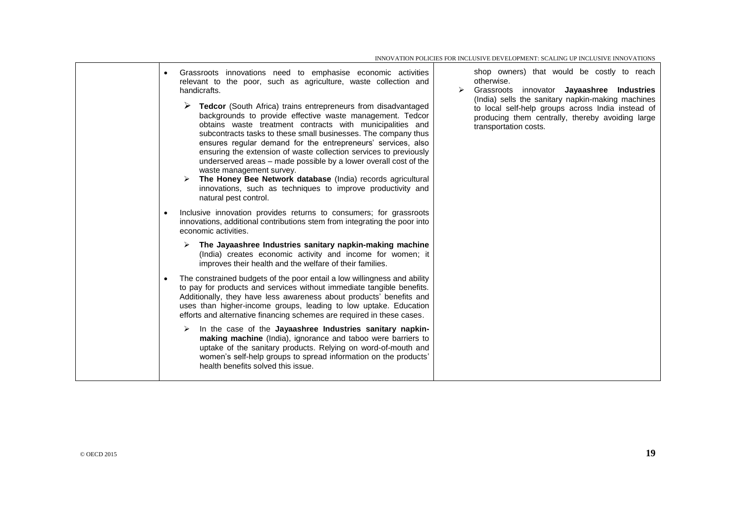| | | |
|---|---|---|
| | • Grassroots innovations need to emphasise economic activities relevant to the poor, such as agriculture, waste collection and handicrafts.<br><br>➢ **Tedcor** (South Africa) trains entrepreneurs from disadvantaged backgrounds to provide effective waste management. Tedcor obtains waste treatment contracts with municipalities and subcontracts tasks to these small businesses. The company thus ensures regular demand for the entrepreneurs' services, also ensuring the extension of waste collection services to previously underserved areas – made possible by a lower overall cost of the waste management survey.<br>➢ **The Honey Bee Network database** (India) records agricultural innovations, such as techniques to improve productivity and natural pest control.<br><br>• Inclusive innovation provides returns to consumers; for grassroots innovations, additional contributions stem from integrating the poor into economic activities.<br><br>➢ **The Jayaashree Industries sanitary napkin-making machine** (India) creates economic activity and income for women; it improves their health and the welfare of their families.<br><br>• The constrained budgets of the poor entail a low willingness and ability to pay for products and services without immediate tangible benefits. Additionally, they have less awareness about products' benefits and uses than higher-income groups, leading to low uptake. Education efforts and alternative financing schemes are required in these cases.<br><br>➢ In the case of the **Jayaashree Industries sanitary napkin-making machine** (India), ignorance and taboo were barriers to uptake of the sanitary products. Relying on word-of-mouth and women's self-help groups to spread information on the products' health benefits solved this issue. | shop owners) that would be costly to reach otherwise.<br>➢ Grassroots innovator **Jayaashree Industries** (India) sells the sanitary napkin-making machines to local self-help groups across India instead of producing them centrally, thereby avoiding large transportation costs. |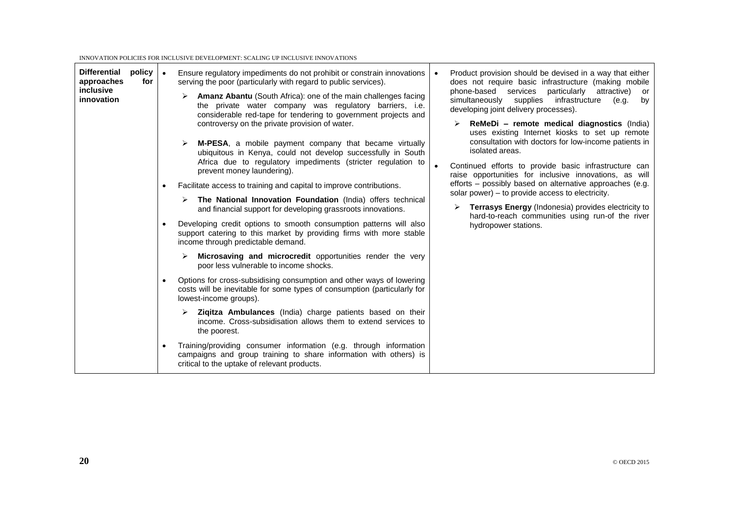| **Differential policy approaches for inclusive innovation** | • Ensure regulatory impediments do not prohibit or constrain innovations serving the poor (particularly with regard to public services).<br>➢ **Amanz Abantu** (South Africa): one of the main challenges facing the private water company was regulatory barriers, i.e. considerable red-tape for tendering to government projects and controversy on the private provision of water.<br>➢ **M-PESA**, a mobile payment company that became virtually ubiquitous in Kenya, could not develop successfully in South Africa due to regulatory impediments (stricter regulation to prevent money laundering).<br>• Facilitate access to training and capital to improve contributions.<br>➢ **The National Innovation Foundation** (India) offers technical and financial support for developing grassroots innovations.<br>• Developing credit options to smooth consumption patterns will also support catering to this market by providing firms with more stable income through predictable demand.<br>➢ **Microsaving and microcredit** opportunities render the very poor less vulnerable to income shocks.<br>• Options for cross-subsidising consumption and other ways of lowering costs will be inevitable for some types of consumption (particularly for lowest-income groups).<br>➢ **Ziqitza Ambulances** (India) charge patients based on their income. Cross-subsidisation allows them to extend services to the poorest.<br>• Training/providing consumer information (e.g. through information campaigns and group training to share information with others) is critical to the uptake of relevant products. | • Product provision should be devised in a way that either does not require basic infrastructure (making mobile phone-based services particularly attractive) or simultaneously supplies infrastructure (e.g. by developing joint delivery processes).<br>➢ **ReMeDi – remote medical diagnostics** (India) uses existing Internet kiosks to set up remote consultation with doctors for low-income patients in isolated areas.<br>• Continued efforts to provide basic infrastructure can raise opportunities for inclusive innovations, as will efforts – possibly based on alternative approaches (e.g. solar power) – to provide access to electricity.<br>➢ **Terrasys Energy** (Indonesia) provides electricity to hard-to-reach communities using run-of the river hydropower stations. |
|---|---|---|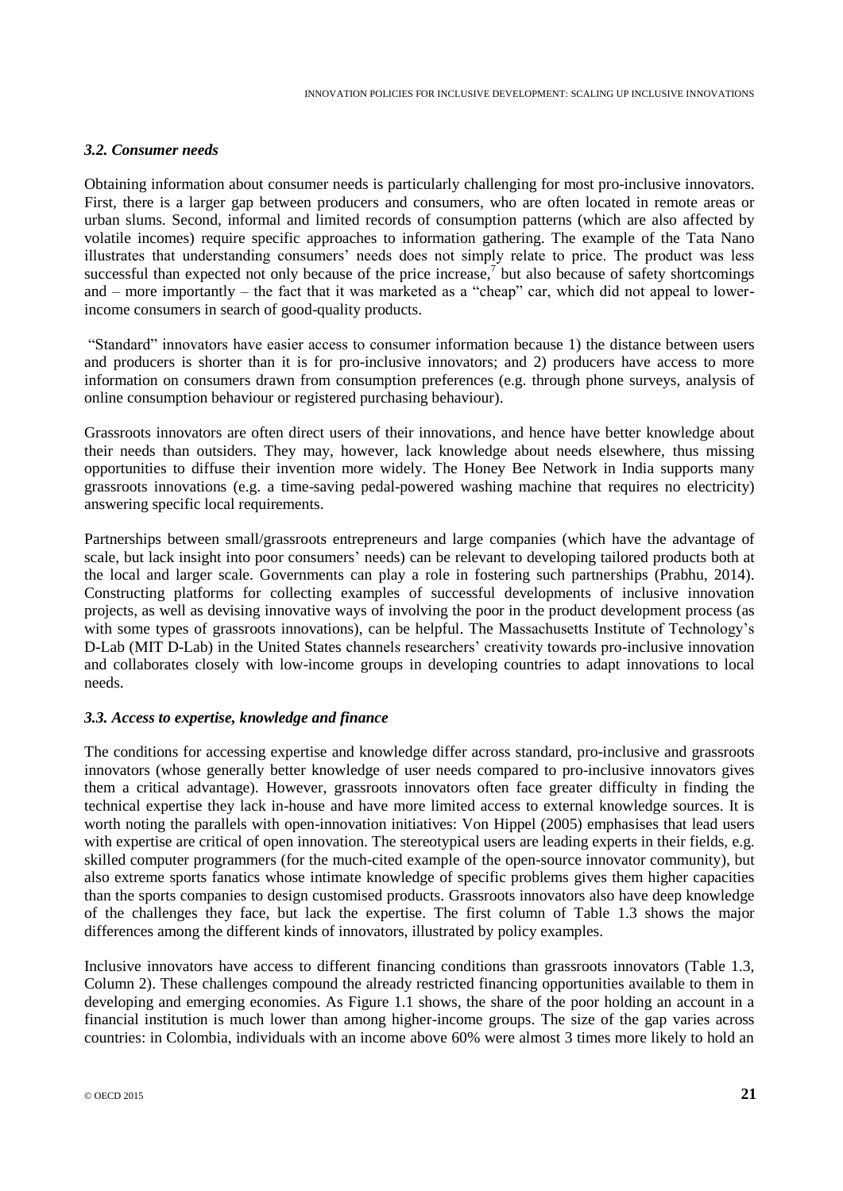### *3.2. Consumer needs*

Obtaining information about consumer needs is particularly challenging for most pro-inclusive innovators. First, there is a larger gap between producers and consumers, who are often located in remote areas or urban slums. Second, informal and limited records of consumption patterns (which are also affected by volatile incomes) require specific approaches to information gathering. The example of the Tata Nano illustrates that understanding consumers' needs does not simply relate to price. The product was less successful than expected not only because of the price increase,[7] but also because of safety shortcomings and – more importantly – the fact that it was marketed as a "cheap" car, which did not appeal to lower-income consumers in search of good-quality products.

"Standard" innovators have easier access to consumer information because 1) the distance between users and producers is shorter than it is for pro-inclusive innovators; and 2) producers have access to more information on consumers drawn from consumption preferences (e.g. through phone surveys, analysis of online consumption behaviour or registered purchasing behaviour).

Grassroots innovators are often direct users of their innovations, and hence have better knowledge about their needs than outsiders. They may, however, lack knowledge about needs elsewhere, thus missing opportunities to diffuse their invention more widely. The Honey Bee Network in India supports many grassroots innovations (e.g. a time-saving pedal-powered washing machine that requires no electricity) answering specific local requirements.

Partnerships between small/grassroots entrepreneurs and large companies (which have the advantage of scale, but lack insight into poor consumers' needs) can be relevant to developing tailored products both at the local and larger scale. Governments can play a role in fostering such partnerships (Prabhu, 2014). Constructing platforms for collecting examples of successful developments of inclusive innovation projects, as well as devising innovative ways of involving the poor in the product development process (as with some types of grassroots innovations), can be helpful. The Massachusetts Institute of Technology's D-Lab (MIT D-Lab) in the United States channels researchers' creativity towards pro-inclusive innovation and collaborates closely with low-income groups in developing countries to adapt innovations to local needs.

### *3.3. Access to expertise, knowledge and finance*

The conditions for accessing expertise and knowledge differ across standard, pro-inclusive and grassroots innovators (whose generally better knowledge of user needs compared to pro-inclusive innovators gives them a critical advantage). However, grassroots innovators often face greater difficulty in finding the technical expertise they lack in-house and have more limited access to external knowledge sources. It is worth noting the parallels with open-innovation initiatives: Von Hippel (2005) emphasises that lead users with expertise are critical of open innovation. The stereotypical users are leading experts in their fields, e.g. skilled computer programmers (for the much-cited example of the open-source innovator community), but also extreme sports fanatics whose intimate knowledge of specific problems gives them higher capacities than the sports companies to design customised products. Grassroots innovators also have deep knowledge of the challenges they face, but lack the expertise. The first column of Table 1.3 shows the major differences among the different kinds of innovators, illustrated by policy examples.

Inclusive innovators have access to different financing conditions than grassroots innovators (Table 1.3, Column 2). These challenges compound the already restricted financing opportunities available to them in developing and emerging economies. As Figure 1.1 shows, the share of the poor holding an account in a financial institution is much lower than among higher-income groups. The size of the gap varies across countries: in Colombia, individuals with an income above 60% were almost 3 times more likely to hold an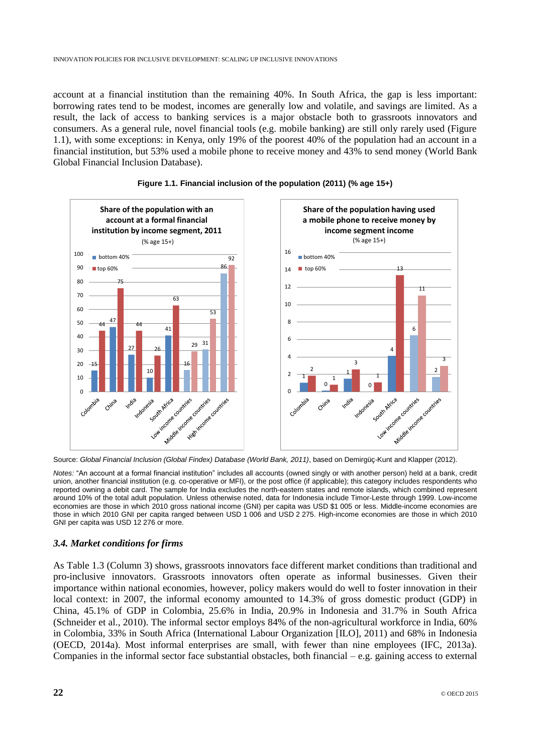account at a financial institution than the remaining 40%. In South Africa, the gap is less important: borrowing rates tend to be modest, incomes are generally low and volatile, and savings are limited. As a result, the lack of access to banking services is a major obstacle both to grassroots innovators and consumers. As a general rule, novel financial tools (e.g. mobile banking) are still only rarely used (Figure 1.1), with some exceptions: in Kenya, only 19% of the poorest 40% of the population had an account in a financial institution, but 53% used a mobile phone to receive money and 43% to send money (World Bank Global Financial Inclusion Database).

**Figure 1.1. Financial inclusion of the population (2011) (% age 15+)**

**Share of the population with an account at a formal financial institution by income segment, 2011** (% age 15+)

| | bottom 40% | top 60% |
|---|---|---|
| Colombia | 15 | 44 |
| China | 47 | 75 |
| India | 27 | 44 |
| Indonesia | 10 | 26 |
| South Africa | 41 | 63 |
| Low income countries | 16 | 29 |
| Middle income countries | 31 | 53 |
| High income countries | 86 | 92 |

**Share of the population having used a mobile phone to receive money by income segment income** (% age 15+)

| | bottom 40% | top 60% |
|---|---|---|
| Colombia | 1 | 2 |
| China | 0 | 1 |
| India | 1 | 3 |
| Indonesia | 0 | 1 |
| South Africa | 4 | 13 |
| Low income countries | 6 | 11 |
| Middle income countries | 2 | 3 |

Source: *Global Financial Inclusion (Global Findex) Database (World Bank, 2011)*, based on Demirgüç-Kunt and Klapper (2012).

*Notes:* "An account at a formal financial institution" includes all accounts (owned singly or with another person) held at a bank, credit union, another financial institution (e.g. co-operative or MFI), or the post office (if applicable); this category includes respondents who reported owning a debit card. The sample for India excludes the north-eastern states and remote islands, which combined represent around 10% of the total adult population. Unless otherwise noted, data for Indonesia include Timor-Leste through 1999. Low-income economies are those in which 2010 gross national income (GNI) per capita was USD $1 005 or less. Middle-income economies are those in which 2010 GNI per capita ranged between USD 1 006 and USD 2 275. High-income economies are those in which 2010 GNI per capita was USD 12 276 or more.

### *3.4. Market conditions for firms*

As Table 1.3 (Column 3) shows, grassroots innovators face different market conditions than traditional and pro-inclusive innovators. Grassroots innovators often operate as informal businesses. Given their importance within national economies, however, policy makers would do well to foster innovation in their local context: in 2007, the informal economy amounted to 14.3% of gross domestic product (GDP) in China, 45.1% of GDP in Colombia, 25.6% in India, 20.9% in Indonesia and 31.7% in South Africa (Schneider et al., 2010). The informal sector employs 84% of the non-agricultural workforce in India, 60% in Colombia, 33% in South Africa (International Labour Organization [ILO], 2011) and 68% in Indonesia (OECD, 2014a). Most informal enterprises are small, with fewer than nine employees (IFC, 2013a). Companies in the informal sector face substantial obstacles, both financial – e.g. gaining access to external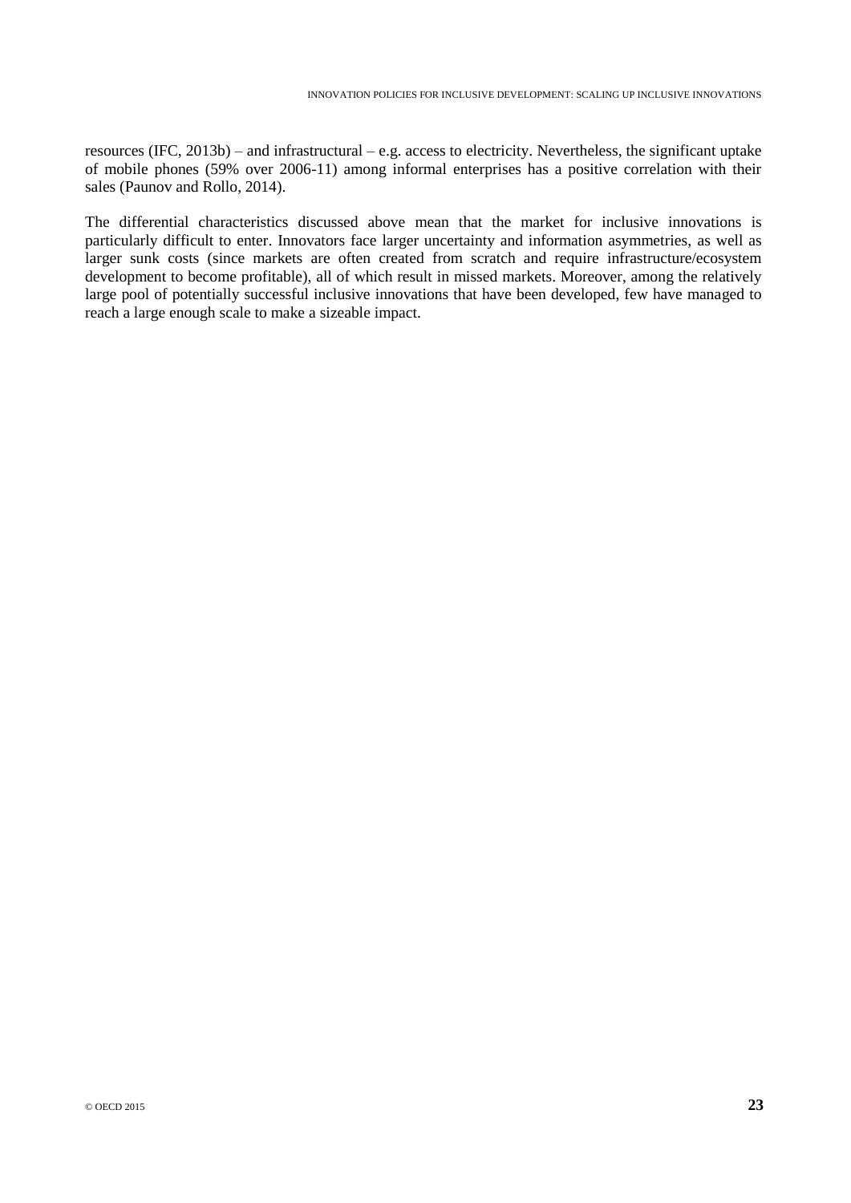resources (IFC, 2013b) – and infrastructural – e.g. access to electricity. Nevertheless, the significant uptake of mobile phones (59% over 2006-11) among informal enterprises has a positive correlation with their sales (Paunov and Rollo, 2014).

The differential characteristics discussed above mean that the market for inclusive innovations is particularly difficult to enter. Innovators face larger uncertainty and information asymmetries, as well as larger sunk costs (since markets are often created from scratch and require infrastructure/ecosystem development to become profitable), all of which result in missed markets. Moreover, among the relatively large pool of potentially successful inclusive innovations that have been developed, few have managed to reach a large enough scale to make a sizeable impact.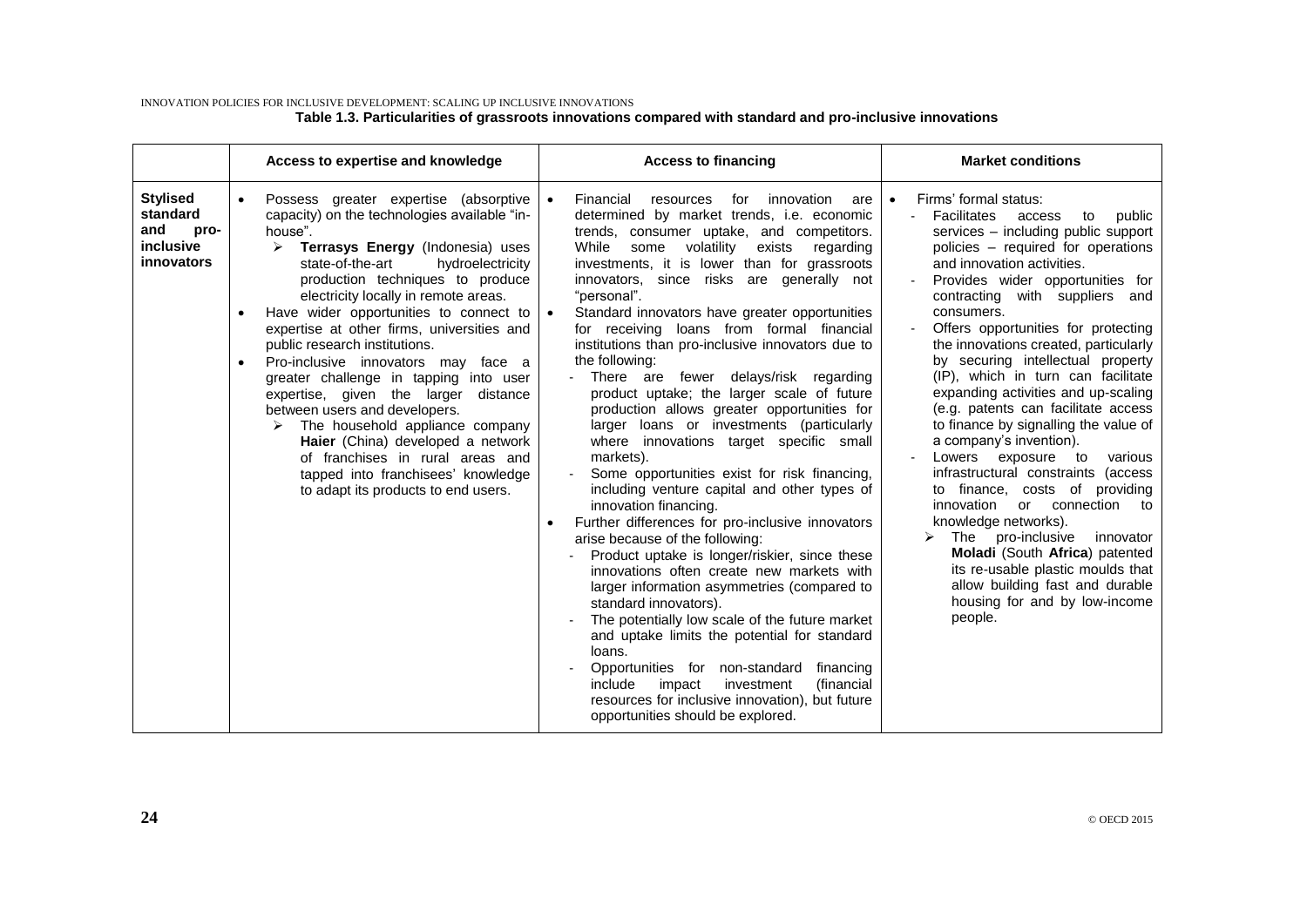**Table 1.3. Particularities of grassroots innovations compared with standard and pro-inclusive innovations**

| | Access to expertise and knowledge | Access to financing | Market conditions |
|---|---|---|---|
| **Stylised standard and pro-inclusive innovators** | • Possess greater expertise (absorptive capacity) on the technologies available "in-house".<br>➢ **Terrasys Energy** (Indonesia) uses state-of-the-art hydroelectricity production techniques to produce electricity locally in remote areas.<br>• Have wider opportunities to connect to expertise at other firms, universities and public research institutions.<br>• Pro-inclusive innovators may face a greater challenge in tapping into user expertise, given the larger distance between users and developers.<br>➢ The household appliance company **Haier** (China) developed a network of franchises in rural areas and tapped into franchisees' knowledge to adapt its products to end users. | • Financial resources for innovation are determined by market trends, i.e. economic trends, consumer uptake, and competitors. While some volatility exists regarding investments, it is lower than for grassroots innovators, since risks are generally not "personal".<br>• Standard innovators have greater opportunities for receiving loans from formal financial institutions than pro-inclusive innovators due to the following:<br>- There are fewer delays/risk regarding product uptake; the larger scale of future production allows greater opportunities for larger loans or investments (particularly where innovations target specific small markets).<br>- Some opportunities exist for risk financing, including venture capital and other types of innovation financing.<br>• Further differences for pro-inclusive innovators arise because of the following:<br>- Product uptake is longer/riskier, since these innovations often create new markets with larger information asymmetries (compared to standard innovators).<br>- The potentially low scale of the future market and uptake limits the potential for standard loans.<br>- Opportunities for non-standard financing include impact investment (financial resources for inclusive innovation), but future opportunities should be explored. | • Firms' formal status:<br>- Facilitates access to public services – including public support policies – required for operations and innovation activities.<br>- Provides wider opportunities for contracting with suppliers and consumers.<br>- Offers opportunities for protecting the innovations created, particularly by securing intellectual property (IP), which in turn can facilitate expanding activities and up-scaling (e.g. patents can facilitate access to finance by signalling the value of a company's invention).<br>- Lowers exposure to various infrastructural constraints (access to finance, costs of providing innovation or connection to knowledge networks).<br>➢ The pro-inclusive innovator **Moladi** (South **Africa**) patented its re-usable plastic moulds that allow building fast and durable housing for and by low-income people. |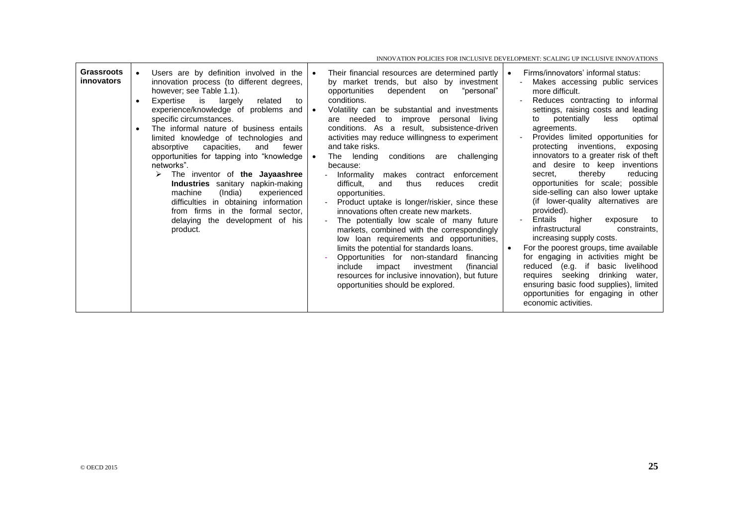| | | | |
|---|---|---|---|
| **Grassroots innovators** | • Users are by definition involved in the innovation process (to different degrees, however; see Table 1.1).<br>• Expertise is largely related to experience/knowledge of problems and specific circumstances.<br>• The informal nature of business entails limited knowledge of technologies and absorptive capacities, and fewer opportunities for tapping into "knowledge networks".<br>➢ The inventor of **the Jayaashree Industries** sanitary napkin-making machine (India) experienced difficulties in obtaining information from firms in the formal sector, delaying the development of his product. | • Their financial resources are determined partly by market trends, but also by investment opportunities dependent on "personal" conditions.<br>• Volatility can be substantial and investments are needed to improve personal living conditions. As a result, subsistence-driven activities may reduce willingness to experiment and take risks.<br>• The lending conditions are challenging because:<br>- Informality makes contract enforcement difficult, and thus reduces credit opportunities.<br>- Product uptake is longer/riskier, since these innovations often create new markets.<br>- The potentially low scale of many future markets, combined with the correspondingly low loan requirements and opportunities, limits the potential for standards loans.<br>- Opportunities for non-standard financing include impact investment (financial resources for inclusive innovation), but future opportunities should be explored. | • Firms/innovators' informal status:<br>- Makes accessing public services more difficult.<br>- Reduces contracting to informal settings, raising costs and leading to potentially less optimal agreements.<br>- Provides limited opportunities for protecting inventions, exposing innovators to a greater risk of theft and desire to keep inventions secret, thereby reducing opportunities for scale; possible side-selling can also lower uptake (if lower-quality alternatives are provided).<br>- Entails higher exposure to infrastructural constraints, increasing supply costs.<br>• For the poorest groups, time available for engaging in activities might be reduced (e.g. if basic livelihood requires seeking drinking water, ensuring basic food supplies), limited opportunities for engaging in other economic activities. |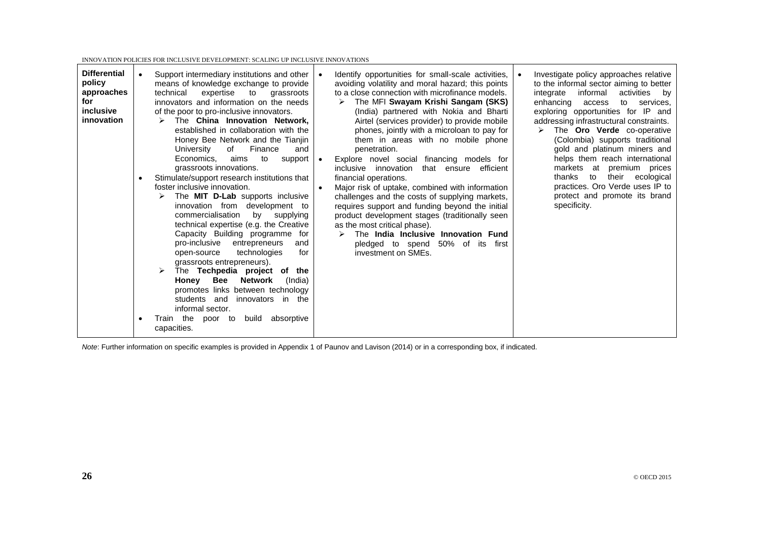| | | | |
|---|---|---|---|
| **Differential policy approaches for inclusive innovation** | • Support intermediary institutions and other means of knowledge exchange to provide technical expertise to grassroots innovators and information on the needs of the poor to pro-inclusive innovators.<br>➢ The **China Innovation Network,** established in collaboration with the Honey Bee Network and the Tianjin University of Finance and Economics, aims to support grassroots innovations.<br>• Stimulate/support research institutions that foster inclusive innovation.<br>➢ The **MIT D-Lab** supports inclusive innovation from development to commercialisation by supplying technical expertise (e.g. the Creative Capacity Building programme for pro-inclusive entrepreneurs and open-source technologies for grassroots entrepreneurs).<br>➢ The **Techpedia project of the Honey Bee Network** (India) promotes links between technology students and innovators in the informal sector.<br>• Train the poor to build absorptive capacities. | • Identify opportunities for small-scale activities, avoiding volatility and moral hazard; this points to a close connection with microfinance models.<br>➢ The MFI **Swayam Krishi Sangam (SKS)** (India) partnered with Nokia and Bharti Airtel (services provider) to provide mobile phones, jointly with a microloan to pay for them in areas with no mobile phone penetration.<br>• Explore novel social financing models for inclusive innovation that ensure efficient financial operations.<br>• Major risk of uptake, combined with information challenges and the costs of supplying markets, requires support and funding beyond the initial product development stages (traditionally seen as the most critical phase).<br>➢ The **India Inclusive Innovation Fund** pledged to spend 50% of its first investment on SMEs. | • Investigate policy approaches relative to the informal sector aiming to better integrate informal activities by enhancing access to services, exploring opportunities for IP and addressing infrastructural constraints.<br>➢ The **Oro Verde** co-operative (Colombia) supports traditional gold and platinum miners and helps them reach international markets at premium prices thanks to their ecological practices. Oro Verde uses IP to protect and promote its brand specificity. |

*Note*: Further information on specific examples is provided in Appendix 1 of Paunov and Lavison (2014) or in a corresponding box, if indicated.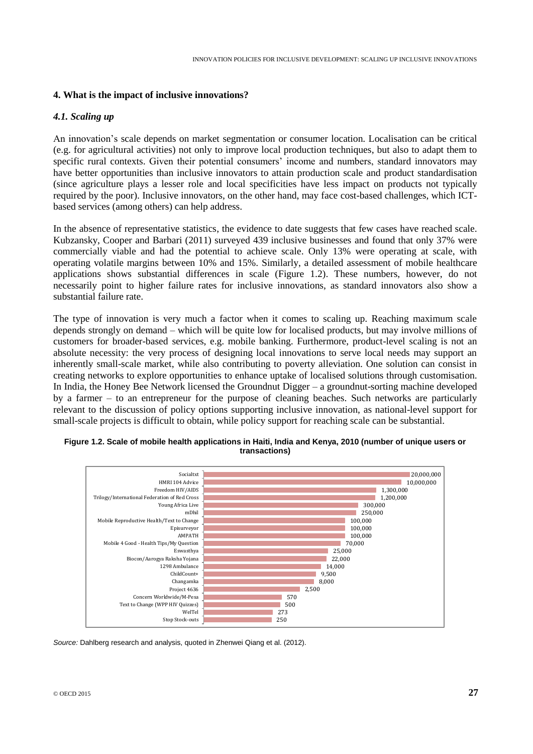## 4. What is the impact of inclusive innovations?

### *4.1. Scaling up*

An innovation's scale depends on market segmentation or consumer location. Localisation can be critical (e.g. for agricultural activities) not only to improve local production techniques, but also to adapt them to specific rural contexts. Given their potential consumers' income and numbers, standard innovators may have better opportunities than inclusive innovators to attain production scale and product standardisation (since agriculture plays a lesser role and local specificities have less impact on products not typically required by the poor). Inclusive innovators, on the other hand, may face cost-based challenges, which ICT-based services (among others) can help address.

In the absence of representative statistics, the evidence to date suggests that few cases have reached scale. Kubzansky, Cooper and Barbari (2011) surveyed 439 inclusive businesses and found that only 37% were commercially viable and had the potential to achieve scale. Only 13% were operating at scale, with operating volatile margins between 10% and 15%. Similarly, a detailed assessment of mobile healthcare applications shows substantial differences in scale (Figure 1.2). These numbers, however, do not necessarily point to higher failure rates for inclusive innovations, as standard innovators also show a substantial failure rate.

The type of innovation is very much a factor when it comes to scaling up. Reaching maximum scale depends strongly on demand – which will be quite low for localised products, but may involve millions of customers for broader-based services, e.g. mobile banking. Furthermore, product-level scaling is not an absolute necessity: the very process of designing local innovations to serve local needs may support an inherently small-scale market, while also contributing to poverty alleviation. One solution can consist in creating networks to explore opportunities to enhance uptake of localised solutions through customisation. In India, the Honey Bee Network licensed the Groundnut Digger – a groundnut-sorting machine developed by a farmer – to an entrepreneur for the purpose of cleaning beaches. Such networks are particularly relevant to the discussion of policy options supporting inclusive innovation, as national-level support for small-scale projects is difficult to obtain, while policy support for reaching scale can be substantial.

**Figure 1.2. Scale of mobile health applications in Haiti, India and Kenya, 2010 (number of unique users or transactions)**

| Application | Number |
|---|---|
| Socialtxt | 20,000,000 |
| HMRI 104 Advice | 10,000,000 |
| Freedom HIV/AIDS | 1,300,000 |
| Trilogy/International Federation of Red Cross | 1,200,000 |
| Young Africa Live | 300,000 |
| mDhil | 250,000 |
| Mobile Reproductive Health/Text to Change | 100,000 |
| Episurveyor | 100,000 |
| AMPATH | 100,000 |
| Mobile 4 Good - Health Tips/My Question | 70,000 |
| Eswasthya | 25,000 |
| Biocon/Aarogya Raksha Yojana | 22,000 |
| 1298 Ambulance | 14,000 |
| ChildCount+ | 9,500 |
| Changamka | 8,000 |
| Project 4636 | 2,500 |
| Concern Worldwide/M-Pesa | 570 |
| Text to Change (WPP HIV Quizzes) | 500 |
| WelTel | 273 |
| Stop Stock-outs | 250 |

*Source:* Dahlberg research and analysis, quoted in Zhenwei Qiang et al. (2012).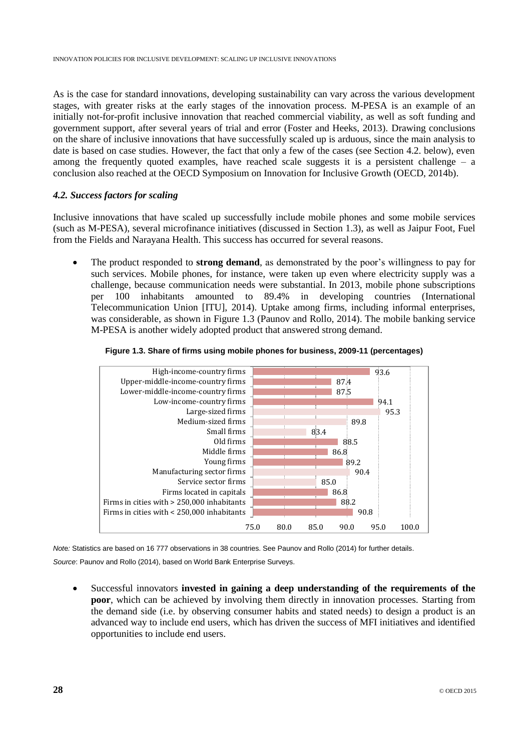As is the case for standard innovations, developing sustainability can vary across the various development stages, with greater risks at the early stages of the innovation process. M-PESA is an example of an initially not-for-profit inclusive innovation that reached commercial viability, as well as soft funding and government support, after several years of trial and error (Foster and Heeks, 2013). Drawing conclusions on the share of inclusive innovations that have successfully scaled up is arduous, since the main analysis to date is based on case studies. However, the fact that only a few of the cases (see Section 4.2. below), even among the frequently quoted examples, have reached scale suggests it is a persistent challenge – a conclusion also reached at the OECD Symposium on Innovation for Inclusive Growth (OECD, 2014b).

### *4.2. Success factors for scaling*

Inclusive innovations that have scaled up successfully include mobile phones and some mobile services (such as M-PESA), several microfinance initiatives (discussed in Section 1.3), as well as Jaipur Foot, Fuel from the Fields and Narayana Health. This success has occurred for several reasons.

- The product responded to **strong demand**, as demonstrated by the poor's willingness to pay for such services. Mobile phones, for instance, were taken up even where electricity supply was a challenge, because communication needs were substantial. In 2013, mobile phone subscriptions per 100 inhabitants amounted to 89.4% in developing countries (International Telecommunication Union [ITU], 2014). Uptake among firms, including informal enterprises, was considerable, as shown in Figure 1.3 (Paunov and Rollo, 2014). The mobile banking service M-PESA is another widely adopted product that answered strong demand.

**Figure 1.3. Share of firms using mobile phones for business, 2009-11 (percentages)**

| Category | Share (%) |
|---|---|
| High-income-country firms | 93.6 |
| Upper-middle-income-country firms | 87.4 |
| Lower-middle-income-country firms | 87.5 |
| Low-income-country firms | 94.1 |
| Large-sized firms | 95.3 |
| Medium-sized firms | 89.8 |
| Small firms | 83.4 |
| Old firms | 88.5 |
| Middle firms | 86.8 |
| Young firms | 89.2 |
| Manufacturing sector firms | 90.4 |
| Service sector firms | 85.0 |
| Firms located in capitals | 86.8 |
| Firms in cities with > 250,000 inhabitants | 88.2 |
| Firms in cities with < 250,000 inhabitants | 90.8 |

*Note:* Statistics are based on 16 777 observations in 38 countries. See Paunov and Rollo (2014) for further details.

*Source*: Paunov and Rollo (2014), based on World Bank Enterprise Surveys.

- Successful innovators **invested in gaining a deep understanding of the requirements of the poor**, which can be achieved by involving them directly in innovation processes. Starting from the demand side (i.e. by observing consumer habits and stated needs) to design a product is an advanced way to include end users, which has driven the success of MFI initiatives and identified opportunities to include end users.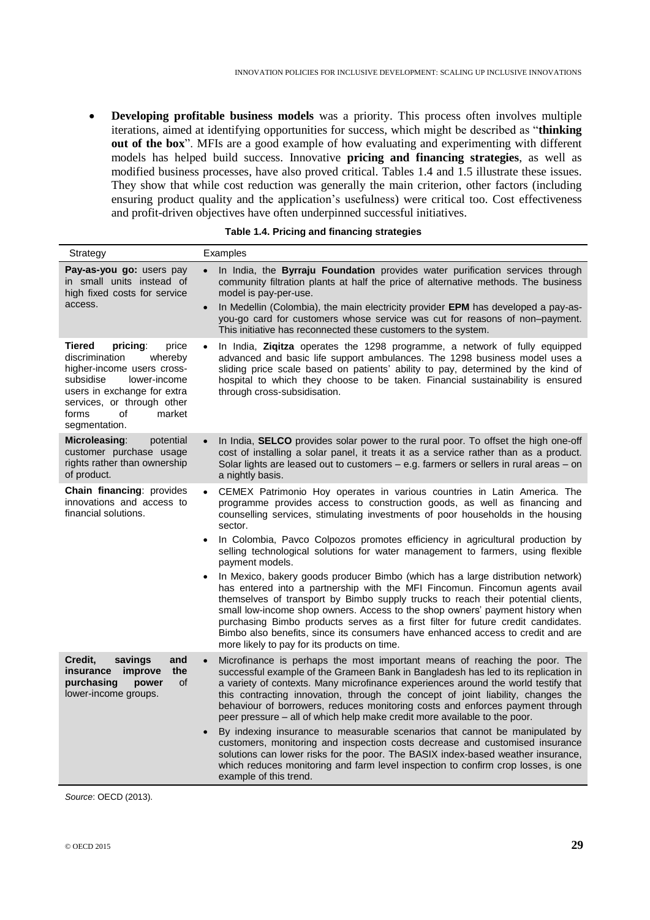- **Developing profitable business models** was a priority. This process often involves multiple iterations, aimed at identifying opportunities for success, which might be described as "**thinking out of the box**". MFIs are a good example of how evaluating and experimenting with different models has helped build success. Innovative **pricing and financing strategies**, as well as modified business processes, have also proved critical. Tables 1.4 and 1.5 illustrate these issues. They show that while cost reduction was generally the main criterion, other factors (including ensuring product quality and the application's usefulness) were critical too. Cost effectiveness and profit-driven objectives have often underpinned successful initiatives.

**Table 1.4. Pricing and financing strategies**

| Strategy | Examples |
|---|---|
| **Pay-as-you go:** users pay in small units instead of high fixed costs for service access. | • In India, the **Byrraju Foundation** provides water purification services through community filtration plants at half the price of alternative methods. The business model is pay-per-use.<br>• In Medellin (Colombia), the main electricity provider **EPM** has developed a pay-as-you-go card for customers whose service was cut for reasons of non–payment. This initiative has reconnected these customers to the system. |
| **Tiered pricing**: price discrimination whereby higher-income users cross-subsidise lower-income users in exchange for extra services, or through other forms of market segmentation. | • In India, **Ziqitza** operates the 1298 programme, a network of fully equipped advanced and basic life support ambulances. The 1298 business model uses a sliding price scale based on patients' ability to pay, determined by the kind of hospital to which they choose to be taken. Financial sustainability is ensured through cross-subsidisation. |
| **Microleasing**: potential customer purchase usage rights rather than ownership of product. | • In India, **SELCO** provides solar power to the rural poor. To offset the high one-off cost of installing a solar panel, it treats it as a service rather than as a product. Solar lights are leased out to customers – e.g. farmers or sellers in rural areas – on a nightly basis. |
| **Chain financing**: provides innovations and access to financial solutions. | • CEMEX Patrimonio Hoy operates in various countries in Latin America. The programme provides access to construction goods, as well as financing and counselling services, stimulating investments of poor households in the housing sector.<br>• In Colombia, Pavco Colpozos promotes efficiency in agricultural production by selling technological solutions for water management to farmers, using flexible payment models.<br>• In Mexico, bakery goods producer Bimbo (which has a large distribution network) has entered into a partnership with the MFI Fincomun. Fincomun agents avail themselves of transport by Bimbo supply trucks to reach their potential clients, small low-income shop owners. Access to the shop owners' payment history when purchasing Bimbo products serves as a first filter for future credit candidates. Bimbo also benefits, since its consumers have enhanced access to credit and are more likely to pay for its products on time. |
| **Credit, savings and insurance improve the purchasing power of lower-income groups.** | • Microfinance is perhaps the most important means of reaching the poor. The successful example of the Grameen Bank in Bangladesh has led to its replication in a variety of contexts. Many microfinance experiences around the world testify that this contracting innovation, through the concept of joint liability, changes the behaviour of borrowers, reduces monitoring costs and enforces payment through peer pressure – all of which help make credit more available to the poor.<br>• By indexing insurance to measurable scenarios that cannot be manipulated by customers, monitoring and inspection costs decrease and customised insurance solutions can lower risks for the poor. The BASIX index-based weather insurance, which reduces monitoring and farm level inspection to confirm crop losses, is one example of this trend. |

*Source*: OECD (2013).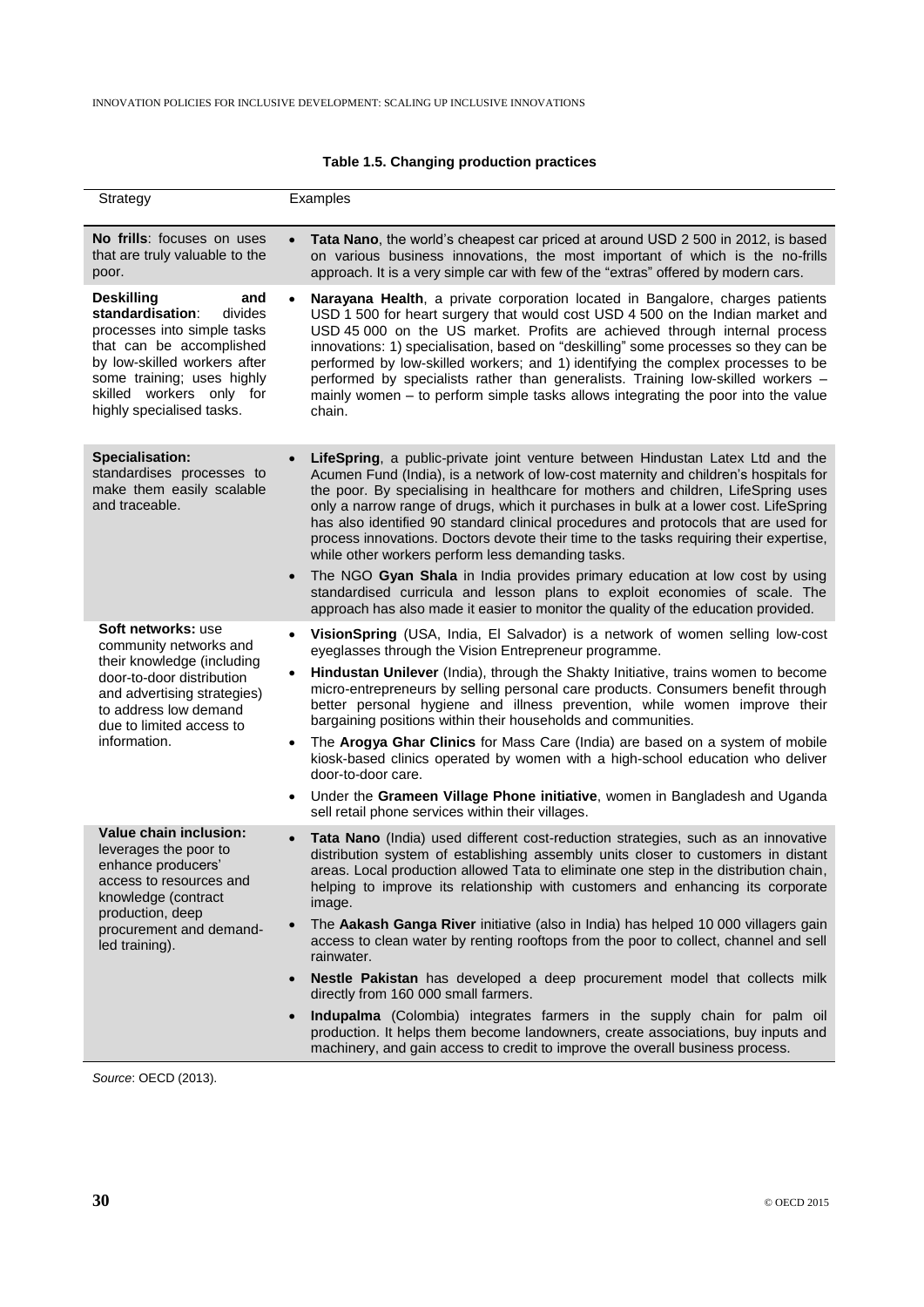**Table 1.5. Changing production practices**

| Strategy | Examples |
|---|---|
| **No frills**: focuses on uses that are truly valuable to the poor. | • **Tata Nano**, the world's cheapest car priced at around USD 2 500 in 2012, is based on various business innovations, the most important of which is the no-frills approach. It is a very simple car with few of the "extras" offered by modern cars. |
| **Deskilling and standardisation**: divides processes into simple tasks that can be accomplished by low-skilled workers after some training; uses highly skilled workers only for highly specialised tasks. | • **Narayana Health**, a private corporation located in Bangalore, charges patients USD 1 500 for heart surgery that would cost USD 4 500 on the Indian market and USD 45 000 on the US market. Profits are achieved through internal process innovations: 1) specialisation, based on "deskilling" some processes so they can be performed by low-skilled workers; and 1) identifying the complex processes to be performed by specialists rather than generalists. Training low-skilled workers – mainly women – to perform simple tasks allows integrating the poor into the value chain. |
| **Specialisation:** standardises processes to make them easily scalable and traceable. | • **LifeSpring**, a public-private joint venture between Hindustan Latex Ltd and the Acumen Fund (India), is a network of low-cost maternity and children's hospitals for the poor. By specialising in healthcare for mothers and children, LifeSpring uses only a narrow range of drugs, which it purchases in bulk at a lower cost. LifeSpring has also identified 90 standard clinical procedures and protocols that are used for process innovations. Doctors devote their time to the tasks requiring their expertise, while other workers perform less demanding tasks.<br>• The NGO **Gyan Shala** in India provides primary education at low cost by using standardised curricula and lesson plans to exploit economies of scale. The approach has also made it easier to monitor the quality of the education provided. |
| **Soft networks:** use community networks and their knowledge (including door-to-door distribution and advertising strategies) to address low demand due to limited access to information. | • **VisionSpring** (USA, India, El Salvador) is a network of women selling low-cost eyeglasses through the Vision Entrepreneur programme.<br>• **Hindustan Unilever** (India), through the Shakty Initiative, trains women to become micro-entrepreneurs by selling personal care products. Consumers benefit through better personal hygiene and illness prevention, while women improve their bargaining positions within their households and communities.<br>• The **Arogya Ghar Clinics** for Mass Care (India) are based on a system of mobile kiosk-based clinics operated by women with a high-school education who deliver door-to-door care.<br>• Under the **Grameen Village Phone initiative**, women in Bangladesh and Uganda sell retail phone services within their villages. |
| **Value chain inclusion:** leverages the poor to enhance producers' access to resources and knowledge (contract production, deep procurement and demand-led training). | • **Tata Nano** (India) used different cost-reduction strategies, such as an innovative distribution system of establishing assembly units closer to customers in distant areas. Local production allowed Tata to eliminate one step in the distribution chain, helping to improve its relationship with customers and enhancing its corporate image.<br>• The **Aakash Ganga River** initiative (also in India) has helped 10 000 villagers gain access to clean water by renting rooftops from the poor to collect, channel and sell rainwater.<br>• **Nestle Pakistan** has developed a deep procurement model that collects milk directly from 160 000 small farmers.<br>• **Indupalma** (Colombia) integrates farmers in the supply chain for palm oil production. It helps them become landowners, create associations, buy inputs and machinery, and gain access to credit to improve the overall business process. |

*Source*: OECD (2013).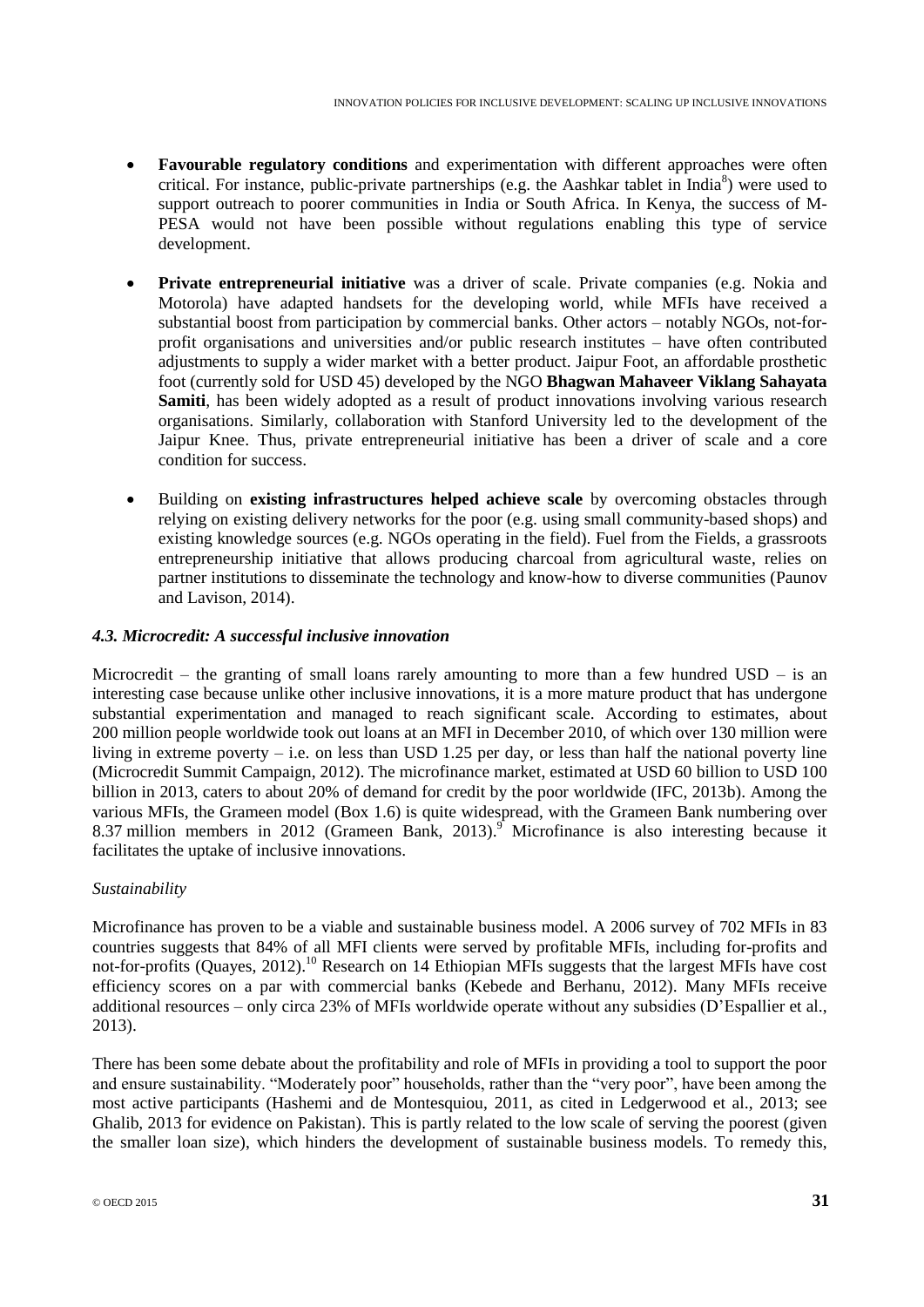- **Favourable regulatory conditions** and experimentation with different approaches were often critical. For instance, public-private partnerships (e.g. the Aashkar tablet in India[8]) were used to support outreach to poorer communities in India or South Africa. In Kenya, the success of M-PESA would not have been possible without regulations enabling this type of service development.

- **Private entrepreneurial initiative** was a driver of scale. Private companies (e.g. Nokia and Motorola) have adapted handsets for the developing world, while MFIs have received a substantial boost from participation by commercial banks. Other actors – notably NGOs, not-for-profit organisations and universities and/or public research institutes – have often contributed adjustments to supply a wider market with a better product. Jaipur Foot, an affordable prosthetic foot (currently sold for USD 45) developed by the NGO **Bhagwan Mahaveer Viklang Sahayata Samiti**, has been widely adopted as a result of product innovations involving various research organisations. Similarly, collaboration with Stanford University led to the development of the Jaipur Knee. Thus, private entrepreneurial initiative has been a driver of scale and a core condition for success.

- Building on **existing infrastructures helped achieve scale** by overcoming obstacles through relying on existing delivery networks for the poor (e.g. using small community-based shops) and existing knowledge sources (e.g. NGOs operating in the field). Fuel from the Fields, a grassroots entrepreneurship initiative that allows producing charcoal from agricultural waste, relies on partner institutions to disseminate the technology and know-how to diverse communities (Paunov and Lavison, 2014).

### *4.3. Microcredit: A successful inclusive innovation*

Microcredit – the granting of small loans rarely amounting to more than a few hundred USD – is an interesting case because unlike other inclusive innovations, it is a more mature product that has undergone substantial experimentation and managed to reach significant scale. According to estimates, about 200 million people worldwide took out loans at an MFI in December 2010, of which over 130 million were living in extreme poverty – i.e. on less than USD 1.25 per day, or less than half the national poverty line (Microcredit Summit Campaign, 2012). The microfinance market, estimated at USD 60 billion to USD 100 billion in 2013, caters to about 20% of demand for credit by the poor worldwide (IFC, 2013b). Among the various MFIs, the Grameen model (Box 1.6) is quite widespread, with the Grameen Bank numbering over 8.37 million members in 2012 (Grameen Bank, 2013).[9] Microfinance is also interesting because it facilitates the uptake of inclusive innovations.

*Sustainability*

Microfinance has proven to be a viable and sustainable business model. A 2006 survey of 702 MFIs in 83 countries suggests that 84% of all MFI clients were served by profitable MFIs, including for-profits and not-for-profits (Quayes, 2012).[10] Research on 14 Ethiopian MFIs suggests that the largest MFIs have cost efficiency scores on a par with commercial banks (Kebede and Berhanu, 2012). Many MFIs receive additional resources – only circa 23% of MFIs worldwide operate without any subsidies (D'Espallier et al., 2013).

There has been some debate about the profitability and role of MFIs in providing a tool to support the poor and ensure sustainability. "Moderately poor" households, rather than the "very poor", have been among the most active participants (Hashemi and de Montesquiou, 2011, as cited in Ledgerwood et al., 2013; see Ghalib, 2013 for evidence on Pakistan). This is partly related to the low scale of serving the poorest (given the smaller loan size), which hinders the development of sustainable business models. To remedy this,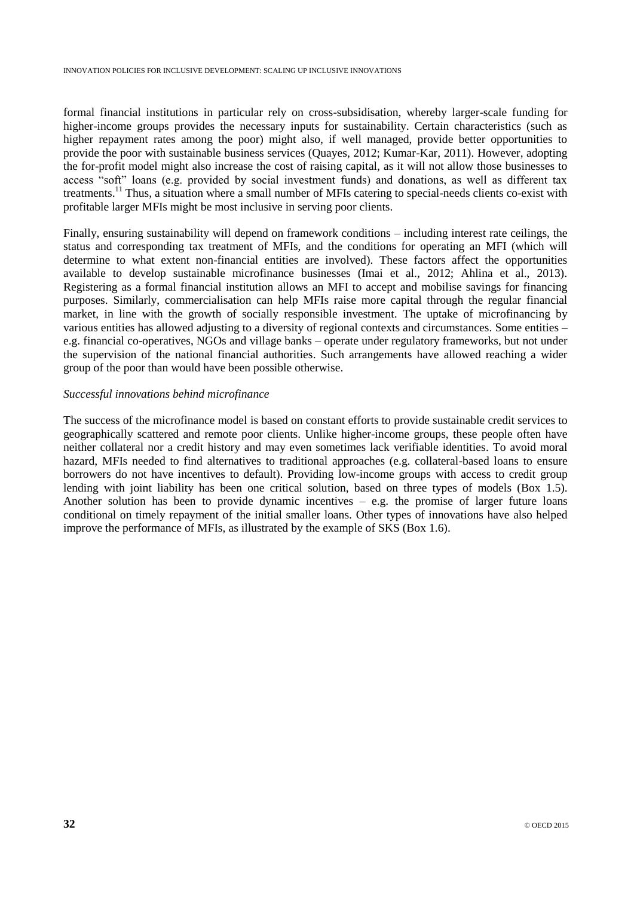formal financial institutions in particular rely on cross-subsidisation, whereby larger-scale funding for higher-income groups provides the necessary inputs for sustainability. Certain characteristics (such as higher repayment rates among the poor) might also, if well managed, provide better opportunities to provide the poor with sustainable business services (Quayes, 2012; Kumar-Kar, 2011). However, adopting the for-profit model might also increase the cost of raising capital, as it will not allow those businesses to access "soft" loans (e.g. provided by social investment funds) and donations, as well as different tax treatments.[11] Thus, a situation where a small number of MFIs catering to special-needs clients co-exist with profitable larger MFIs might be most inclusive in serving poor clients.

Finally, ensuring sustainability will depend on framework conditions – including interest rate ceilings, the status and corresponding tax treatment of MFIs, and the conditions for operating an MFI (which will determine to what extent non-financial entities are involved). These factors affect the opportunities available to develop sustainable microfinance businesses (Imai et al., 2012; Ahlina et al., 2013). Registering as a formal financial institution allows an MFI to accept and mobilise savings for financing purposes. Similarly, commercialisation can help MFIs raise more capital through the regular financial market, in line with the growth of socially responsible investment. The uptake of microfinancing by various entities has allowed adjusting to a diversity of regional contexts and circumstances. Some entities – e.g. financial co-operatives, NGOs and village banks – operate under regulatory frameworks, but not under the supervision of the national financial authorities. Such arrangements have allowed reaching a wider group of the poor than would have been possible otherwise.

*Successful innovations behind microfinance*

The success of the microfinance model is based on constant efforts to provide sustainable credit services to geographically scattered and remote poor clients. Unlike higher-income groups, these people often have neither collateral nor a credit history and may even sometimes lack verifiable identities. To avoid moral hazard, MFIs needed to find alternatives to traditional approaches (e.g. collateral-based loans to ensure borrowers do not have incentives to default). Providing low-income groups with access to credit group lending with joint liability has been one critical solution, based on three types of models (Box 1.5). Another solution has been to provide dynamic incentives – e.g. the promise of larger future loans conditional on timely repayment of the initial smaller loans. Other types of innovations have also helped improve the performance of MFIs, as illustrated by the example of SKS (Box 1.6).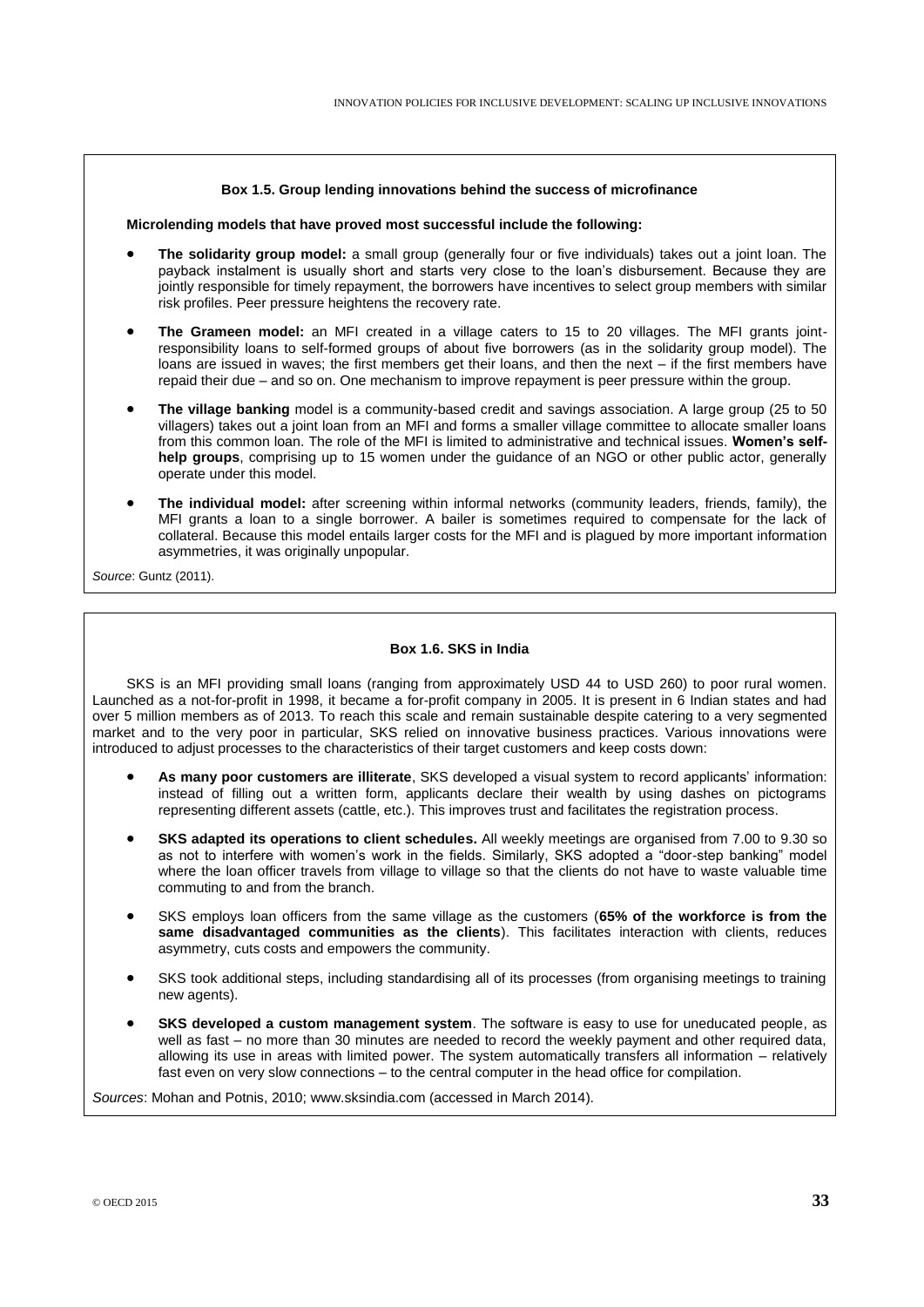**Box 1.5. Group lending innovations behind the success of microfinance**

**Microlending models that have proved most successful include the following:**

- **The solidarity group model:** a small group (generally four or five individuals) takes out a joint loan. The payback instalment is usually short and starts very close to the loan's disbursement. Because they are jointly responsible for timely repayment, the borrowers have incentives to select group members with similar risk profiles. Peer pressure heightens the recovery rate.
- **The Grameen model:** an MFI created in a village caters to 15 to 20 villages. The MFI grants joint-responsibility loans to self-formed groups of about five borrowers (as in the solidarity group model). The loans are issued in waves; the first members get their loans, and then the next – if the first members have repaid their due – and so on. One mechanism to improve repayment is peer pressure within the group.
- **The village banking** model is a community-based credit and savings association. A large group (25 to 50 villagers) takes out a joint loan from an MFI and forms a smaller village committee to allocate smaller loans from this common loan. The role of the MFI is limited to administrative and technical issues. **Women's self-help groups**, comprising up to 15 women under the guidance of an NGO or other public actor, generally operate under this model.
- **The individual model:** after screening within informal networks (community leaders, friends, family), the MFI grants a loan to a single borrower. A bailer is sometimes required to compensate for the lack of collateral. Because this model entails larger costs for the MFI and is plagued by more important information asymmetries, it was originally unpopular.

*Source*: Guntz (2011).

**Box 1.6. SKS in India**

SKS is an MFI providing small loans (ranging from approximately USD 44 to USD 260) to poor rural women. Launched as a not-for-profit in 1998, it became a for-profit company in 2005. It is present in 6 Indian states and had over 5 million members as of 2013. To reach this scale and remain sustainable despite catering to a very segmented market and to the very poor in particular, SKS relied on innovative business practices. Various innovations were introduced to adjust processes to the characteristics of their target customers and keep costs down:

- **As many poor customers are illiterate**, SKS developed a visual system to record applicants' information: instead of filling out a written form, applicants declare their wealth by using dashes on pictograms representing different assets (cattle, etc.). This improves trust and facilitates the registration process.
- **SKS adapted its operations to client schedules.** All weekly meetings are organised from 7.00 to 9.30 so as not to interfere with women's work in the fields. Similarly, SKS adopted a "door-step banking" model where the loan officer travels from village to village so that the clients do not have to waste valuable time commuting to and from the branch.
- SKS employs loan officers from the same village as the customers (**65% of the workforce is from the same disadvantaged communities as the clients**). This facilitates interaction with clients, reduces asymmetry, cuts costs and empowers the community.
- SKS took additional steps, including standardising all of its processes (from organising meetings to training new agents).
- **SKS developed a custom management system**. The software is easy to use for uneducated people, as well as fast – no more than 30 minutes are needed to record the weekly payment and other required data, allowing its use in areas with limited power. The system automatically transfers all information – relatively fast even on very slow connections – to the central computer in the head office for compilation.

*Sources*: Mohan and Potnis, 2010; www.sksindia.com (accessed in March 2014).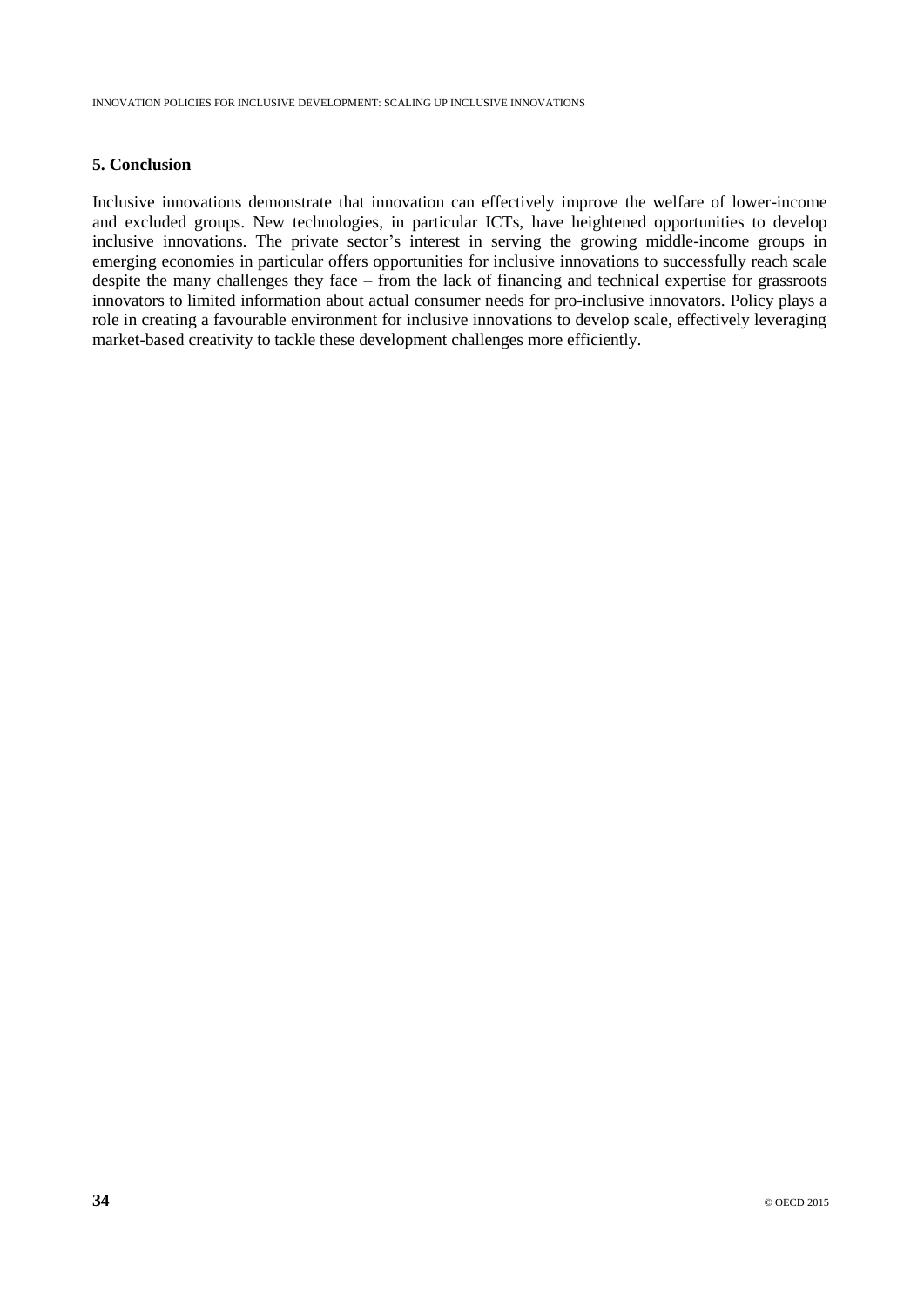## 5. Conclusion

Inclusive innovations demonstrate that innovation can effectively improve the welfare of lower-income and excluded groups. New technologies, in particular ICTs, have heightened opportunities to develop inclusive innovations. The private sector's interest in serving the growing middle-income groups in emerging economies in particular offers opportunities for inclusive innovations to successfully reach scale despite the many challenges they face – from the lack of financing and technical expertise for grassroots innovators to limited information about actual consumer needs for pro-inclusive innovators. Policy plays a role in creating a favourable environment for inclusive innovations to develop scale, effectively leveraging market-based creativity to tackle these development challenges more efficiently.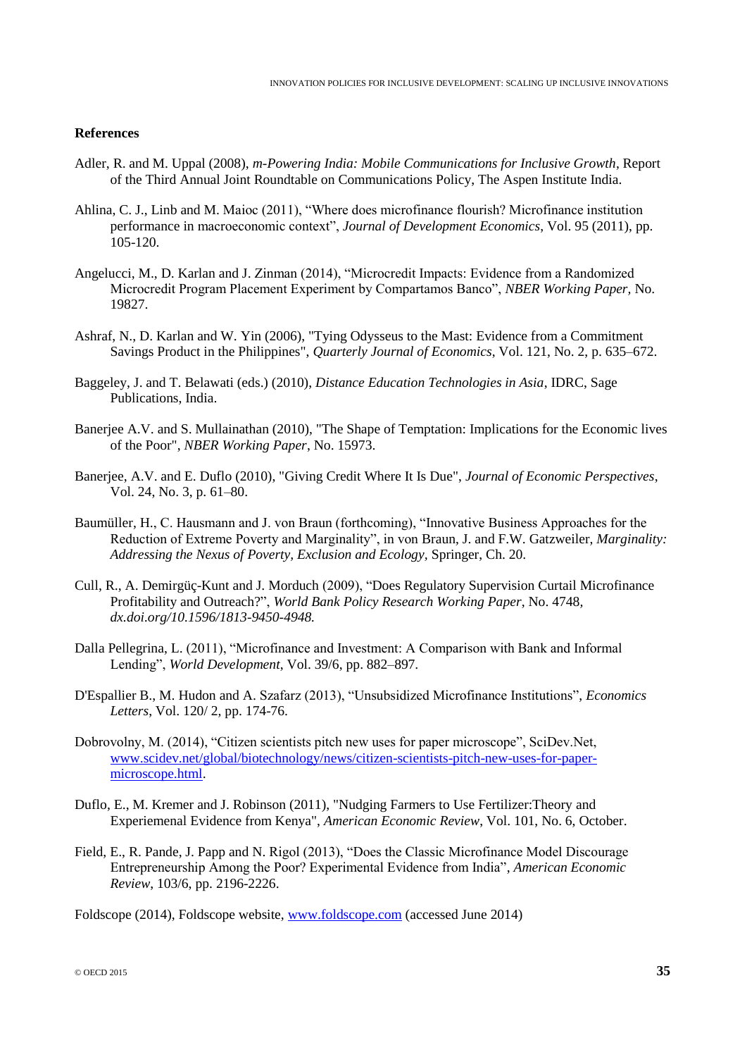**References**

Adler, R. and M. Uppal (2008), *m-Powering India: Mobile Communications for Inclusive Growth*, Report of the Third Annual Joint Roundtable on Communications Policy, The Aspen Institute India.

Ahlina, C. J., Linb and M. Maioc (2011), “Where does microfinance flourish? Microfinance institution performance in macroeconomic context”, *Journal of Development Economics*, Vol. 95 (2011), pp. 105-120.

Angelucci, M., D. Karlan and J. Zinman (2014), “Microcredit Impacts: Evidence from a Randomized Microcredit Program Placement Experiment by Compartamos Banco”, *NBER Working Paper*, No. 19827.

Ashraf, N., D. Karlan and W. Yin (2006), "Tying Odysseus to the Mast: Evidence from a Commitment Savings Product in the Philippines", *Quarterly Journal of Economics*, Vol. 121, No. 2, p. 635–672.

Baggeley, J. and T. Belawati (eds.) (2010), *Distance Education Technologies in Asia*, IDRC, Sage Publications, India.

Banerjee A.V. and S. Mullainathan (2010), "The Shape of Temptation: Implications for the Economic lives of the Poor", *NBER Working Paper*, No. 15973.

Banerjee, A.V. and E. Duflo (2010), "Giving Credit Where It Is Due", *Journal of Economic Perspectives*, Vol. 24, No. 3, p. 61–80.

Baumüller, H., C. Hausmann and J. von Braun (forthcoming), “Innovative Business Approaches for the Reduction of Extreme Poverty and Marginality”, in von Braun, J. and F.W. Gatzweiler, *Marginality: Addressing the Nexus of Poverty, Exclusion and Ecology*, Springer, Ch. 20.

Cull, R., A. Demirgüç-Kunt and J. Morduch (2009), “Does Regulatory Supervision Curtail Microfinance Profitability and Outreach?”, *World Bank Policy Research Working Paper*, No. 4748, *dx.doi.org/10.1596/1813-9450-4948.*

Dalla Pellegrina, L. (2011), “Microfinance and Investment: A Comparison with Bank and Informal Lending”, *World Development*, Vol. 39/6, pp. 882–897.

D'Espallier B., M. Hudon and A. Szafarz (2013), “Unsubsidized Microfinance Institutions”, *Economics Letters*, Vol. 120/ 2, pp. 174-76.

Dobrovolny, M. (2014), “Citizen scientists pitch new uses for paper microscope”, SciDev.Net, www.scidev.net/global/biotechnology/news/citizen-scientists-pitch-new-uses-for-paper-microscope.html.

Duflo, E., M. Kremer and J. Robinson (2011), "Nudging Farmers to Use Fertilizer:Theory and Experiemenal Evidence from Kenya", *American Economic Review*, Vol. 101, No. 6, October.

Field, E., R. Pande, J. Papp and N. Rigol (2013), “Does the Classic Microfinance Model Discourage Entrepreneurship Among the Poor? Experimental Evidence from India”, *American Economic Review*, 103/6, pp. 2196-2226.

Foldscope (2014), Foldscope website, www.foldscope.com (accessed June 2014)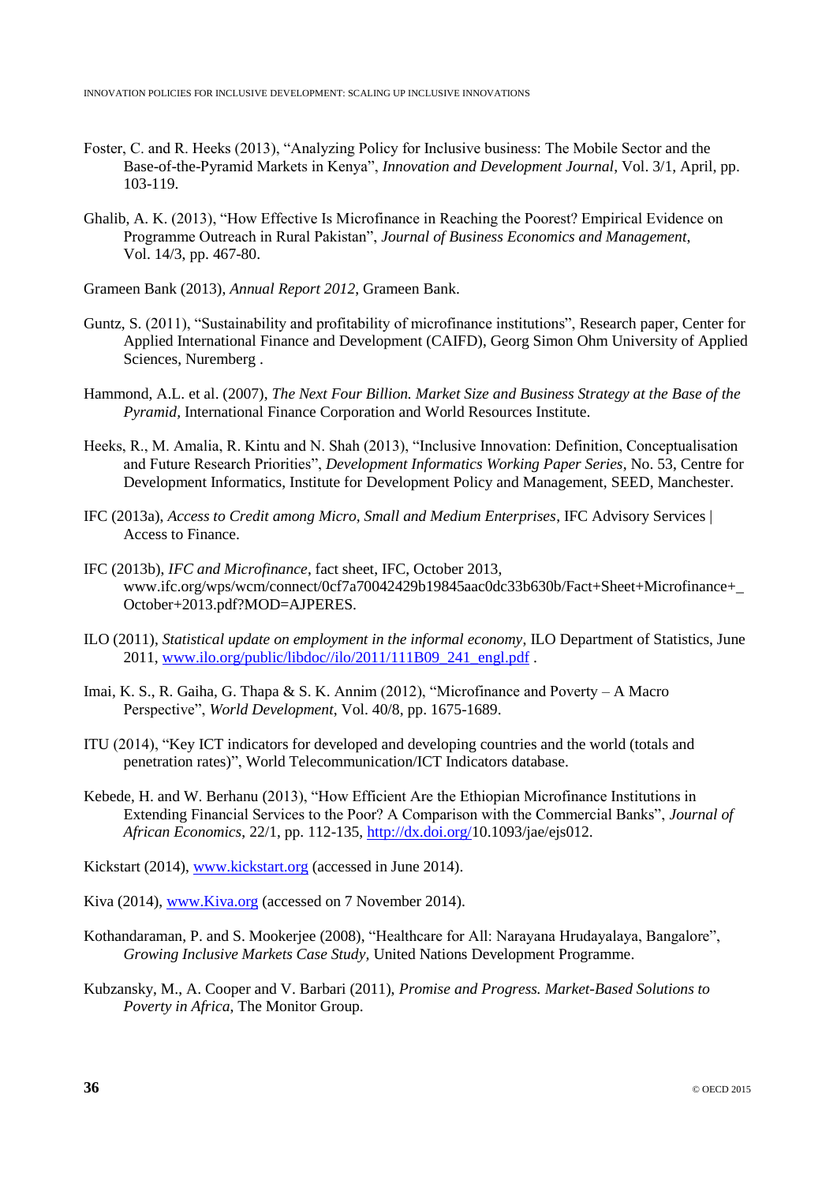Foster, C. and R. Heeks (2013), "Analyzing Policy for Inclusive business: The Mobile Sector and the Base-of-the-Pyramid Markets in Kenya", *Innovation and Development Journal*, Vol. 3/1, April, pp. 103-119.

Ghalib, A. K. (2013), "How Effective Is Microfinance in Reaching the Poorest? Empirical Evidence on Programme Outreach in Rural Pakistan", *Journal of Business Economics and Management*, Vol. 14/3, pp. 467-80.

Grameen Bank (2013), *Annual Report 2012*, Grameen Bank.

Guntz, S. (2011), "Sustainability and profitability of microfinance institutions", Research paper, Center for Applied International Finance and Development (CAIFD), Georg Simon Ohm University of Applied Sciences, Nuremberg .

Hammond, A.L. et al. (2007), *The Next Four Billion. Market Size and Business Strategy at the Base of the Pyramid*, International Finance Corporation and World Resources Institute.

Heeks, R., M. Amalia, R. Kintu and N. Shah (2013), "Inclusive Innovation: Definition, Conceptualisation and Future Research Priorities", *Development Informatics Working Paper Series*, No. 53, Centre for Development Informatics, Institute for Development Policy and Management, SEED, Manchester.

IFC (2013a), *Access to Credit among Micro, Small and Medium Enterprises*, IFC Advisory Services | Access to Finance.

IFC (2013b), *IFC and Microfinance*, fact sheet, IFC, October 2013, www.ifc.org/wps/wcm/connect/0cf7a70042429b19845aac0dc33b630b/Fact+Sheet+Microfinance+_October+2013.pdf?MOD=AJPERES.

ILO (2011), *Statistical update on employment in the informal economy*, ILO Department of Statistics, June 2011, www.ilo.org/public/libdoc//ilo/2011/111B09_241_engl.pdf .

Imai, K. S., R. Gaiha, G. Thapa & S. K. Annim (2012), "Microfinance and Poverty – A Macro Perspective", *World Development*, Vol. 40/8, pp. 1675-1689.

ITU (2014), "Key ICT indicators for developed and developing countries and the world (totals and penetration rates)", World Telecommunication/ICT Indicators database.

Kebede, H. and W. Berhanu (2013), "How Efficient Are the Ethiopian Microfinance Institutions in Extending Financial Services to the Poor? A Comparison with the Commercial Banks", *Journal of African Economics*, 22/1, pp. 112-135, http://dx.doi.org/10.1093/jae/ejs012.

Kickstart (2014), www.kickstart.org (accessed in June 2014).

Kiva (2014), www.Kiva.org (accessed on 7 November 2014).

Kothandaraman, P. and S. Mookerjee (2008), "Healthcare for All: Narayana Hrudayalaya, Bangalore", *Growing Inclusive Markets Case Study*, United Nations Development Programme.

Kubzansky, M., A. Cooper and V. Barbari (2011), *Promise and Progress. Market-Based Solutions to Poverty in Africa*, The Monitor Group.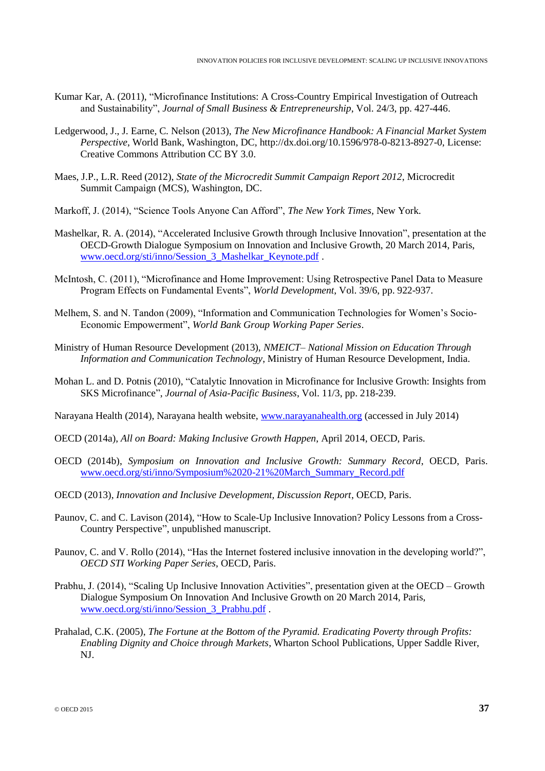Kumar Kar, A. (2011), "Microfinance Institutions: A Cross-Country Empirical Investigation of Outreach and Sustainability", *Journal of Small Business & Entrepreneurship*, Vol. 24/3, pp. 427-446.

Ledgerwood, J., J. Earne, C. Nelson (2013), *The New Microfinance Handbook: A Financial Market System Perspective*, World Bank, Washington, DC, http://dx.doi.org/10.1596/978-0-8213-8927-0, License: Creative Commons Attribution CC BY 3.0.

Maes, J.P., L.R. Reed (2012), *State of the Microcredit Summit Campaign Report 2012*, Microcredit Summit Campaign (MCS), Washington, DC.

Markoff, J. (2014), "Science Tools Anyone Can Afford", *The New York Times*, New York.

Mashelkar, R. A. (2014), "Accelerated Inclusive Growth through Inclusive Innovation", presentation at the OECD-Growth Dialogue Symposium on Innovation and Inclusive Growth, 20 March 2014, Paris, www.oecd.org/sti/inno/Session_3_Mashelkar_Keynote.pdf .

McIntosh, C. (2011), "Microfinance and Home Improvement: Using Retrospective Panel Data to Measure Program Effects on Fundamental Events", *World Development*, Vol. 39/6, pp. 922-937.

Melhem, S. and N. Tandon (2009), "Information and Communication Technologies for Women's Socio-Economic Empowerment", *World Bank Group Working Paper Series*.

Ministry of Human Resource Development (2013), *NMEICT– National Mission on Education Through Information and Communication Technology*, Ministry of Human Resource Development, India.

Mohan L. and D. Potnis (2010), "Catalytic Innovation in Microfinance for Inclusive Growth: Insights from SKS Microfinance", *Journal of Asia-Pacific Business*, Vol. 11/3, pp. 218-239.

Narayana Health (2014), Narayana health website, www.narayanahealth.org (accessed in July 2014)

OECD (2014a), *All on Board: Making Inclusive Growth Happen*, April 2014, OECD, Paris.

OECD (2014b), *Symposium on Innovation and Inclusive Growth: Summary Record*, OECD, Paris. www.oecd.org/sti/inno/Symposium%2020-21%20March_Summary_Record.pdf

OECD (2013), *Innovation and Inclusive Development, Discussion Report*, OECD, Paris.

Paunov, C. and C. Lavison (2014), "How to Scale-Up Inclusive Innovation? Policy Lessons from a Cross-Country Perspective", unpublished manuscript.

Paunov, C. and V. Rollo (2014), "Has the Internet fostered inclusive innovation in the developing world?", *OECD STI Working Paper Series*, OECD, Paris.

Prabhu, J. (2014), "Scaling Up Inclusive Innovation Activities", presentation given at the OECD – Growth Dialogue Symposium On Innovation And Inclusive Growth on 20 March 2014, Paris, www.oecd.org/sti/inno/Session_3_Prabhu.pdf .

Prahalad, C.K. (2005), *The Fortune at the Bottom of the Pyramid. Eradicating Poverty through Profits: Enabling Dignity and Choice through Markets*, Wharton School Publications, Upper Saddle River, NJ.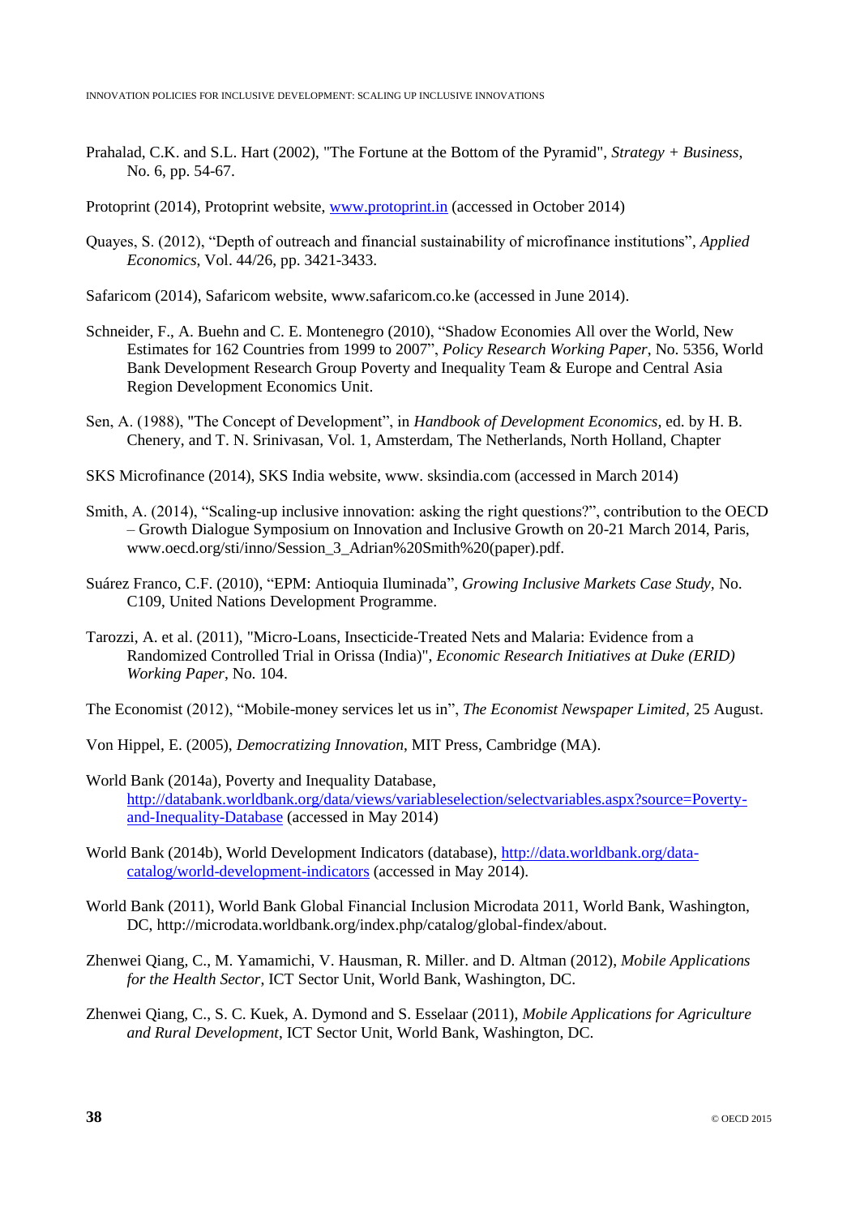Prahalad, C.K. and S.L. Hart (2002), "The Fortune at the Bottom of the Pyramid", *Strategy + Business*, No. 6, pp. 54-67.

Protoprint (2014), Protoprint website, [www.protoprint.in](http://www.protoprint.in) (accessed in October 2014)

Quayes, S. (2012), “Depth of outreach and financial sustainability of microfinance institutions”, *Applied Economics*, Vol. 44/26, pp. 3421-3433.

Safaricom (2014), Safaricom website, www.safaricom.co.ke (accessed in June 2014).

Schneider, F., A. Buehn and C. E. Montenegro (2010), “Shadow Economies All over the World, New Estimates for 162 Countries from 1999 to 2007”, *Policy Research Working Paper*, No. 5356, World Bank Development Research Group Poverty and Inequality Team & Europe and Central Asia Region Development Economics Unit.

Sen, A. (1988), "The Concept of Development”, in *Handbook of Development Economics,* ed. by H. B. Chenery, and T. N. Srinivasan, Vol. 1, Amsterdam, The Netherlands, North Holland, Chapter

SKS Microfinance (2014), SKS India website, www. sksindia.com (accessed in March 2014)

Smith, A. (2014), “Scaling-up inclusive innovation: asking the right questions?”, contribution to the OECD – Growth Dialogue Symposium on Innovation and Inclusive Growth on 20-21 March 2014, Paris, www.oecd.org/sti/inno/Session_3_Adrian%20Smith%20(paper).pdf.

Suárez Franco, C.F. (2010), “EPM: Antioquia Iluminada”, *Growing Inclusive Markets Case Study*, No. C109, United Nations Development Programme.

Tarozzi, A. et al. (2011), "Micro-Loans, Insecticide-Treated Nets and Malaria: Evidence from a Randomized Controlled Trial in Orissa (India)", *Economic Research Initiatives at Duke (ERID) Working Paper*, No. 104.

The Economist (2012), “Mobile-money services let us in”, *The Economist Newspaper Limited*, 25 August.

Von Hippel, E. (2005), *Democratizing Innovation*, MIT Press, Cambridge (MA).

World Bank (2014a), Poverty and Inequality Database, [http://databank.worldbank.org/data/views/variableselection/selectvariables.aspx?source=Poverty-and-Inequality-Database](http://databank.worldbank.org/data/views/variableselection/selectvariables.aspx?source=Poverty-and-Inequality-Database) (accessed in May 2014)

World Bank (2014b), World Development Indicators (database), [http://data.worldbank.org/data-catalog/world-development-indicators](http://data.worldbank.org/data-catalog/world-development-indicators) (accessed in May 2014).

World Bank (2011), World Bank Global Financial Inclusion Microdata 2011, World Bank, Washington, DC, http://microdata.worldbank.org/index.php/catalog/global-findex/about.

Zhenwei Qiang, C., M. Yamamichi, V. Hausman, R. Miller. and D. Altman (2012), *Mobile Applications for the Health Sector*, ICT Sector Unit, World Bank, Washington, DC.

Zhenwei Qiang, C., S. C. Kuek, A. Dymond and S. Esselaar (2011), *Mobile Applications for Agriculture and Rural Development*, ICT Sector Unit, World Bank, Washington, DC.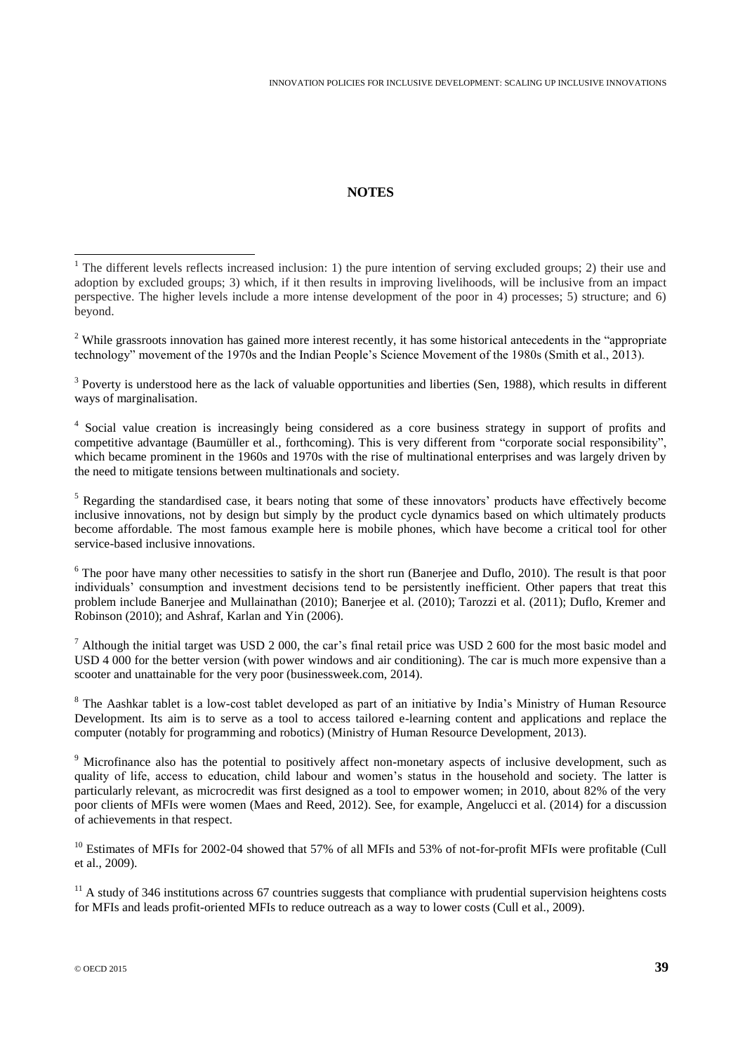## NOTES

[1] The different levels reflects increased inclusion: 1) the pure intention of serving excluded groups; 2) their use and adoption by excluded groups; 3) which, if it then results in improving livelihoods, will be inclusive from an impact perspective. The higher levels include a more intense development of the poor in 4) processes; 5) structure; and 6) beyond.

[2] While grassroots innovation has gained more interest recently, it has some historical antecedents in the "appropriate technology" movement of the 1970s and the Indian People's Science Movement of the 1980s (Smith et al., 2013).

[3] Poverty is understood here as the lack of valuable opportunities and liberties (Sen, 1988), which results in different ways of marginalisation.

[4] Social value creation is increasingly being considered as a core business strategy in support of profits and competitive advantage (Baumüller et al., forthcoming). This is very different from "corporate social responsibility", which became prominent in the 1960s and 1970s with the rise of multinational enterprises and was largely driven by the need to mitigate tensions between multinationals and society.

[5] Regarding the standardised case, it bears noting that some of these innovators' products have effectively become inclusive innovations, not by design but simply by the product cycle dynamics based on which ultimately products become affordable. The most famous example here is mobile phones, which have become a critical tool for other service-based inclusive innovations.

[6] The poor have many other necessities to satisfy in the short run (Banerjee and Duflo, 2010). The result is that poor individuals' consumption and investment decisions tend to be persistently inefficient. Other papers that treat this problem include Banerjee and Mullainathan (2010); Banerjee et al. (2010); Tarozzi et al. (2011); Duflo, Kremer and Robinson (2010); and Ashraf, Karlan and Yin (2006).

[7] Although the initial target was USD 2 000, the car's final retail price was USD 2 600 for the most basic model and USD 4 000 for the better version (with power windows and air conditioning). The car is much more expensive than a scooter and unattainable for the very poor (businessweek.com, 2014).

[8] The Aashkar tablet is a low-cost tablet developed as part of an initiative by India's Ministry of Human Resource Development. Its aim is to serve as a tool to access tailored e-learning content and applications and replace the computer (notably for programming and robotics) (Ministry of Human Resource Development, 2013).

[9] Microfinance also has the potential to positively affect non-monetary aspects of inclusive development, such as quality of life, access to education, child labour and women's status in the household and society. The latter is particularly relevant, as microcredit was first designed as a tool to empower women; in 2010, about 82% of the very poor clients of MFIs were women (Maes and Reed, 2012). See, for example, Angelucci et al. (2014) for a discussion of achievements in that respect.

[10] Estimates of MFIs for 2002-04 showed that 57% of all MFIs and 53% of not-for-profit MFIs were profitable (Cull et al., 2009).

[11] A study of 346 institutions across 67 countries suggests that compliance with prudential supervision heightens costs for MFIs and leads profit-oriented MFIs to reduce outreach as a way to lower costs (Cull et al., 2009).